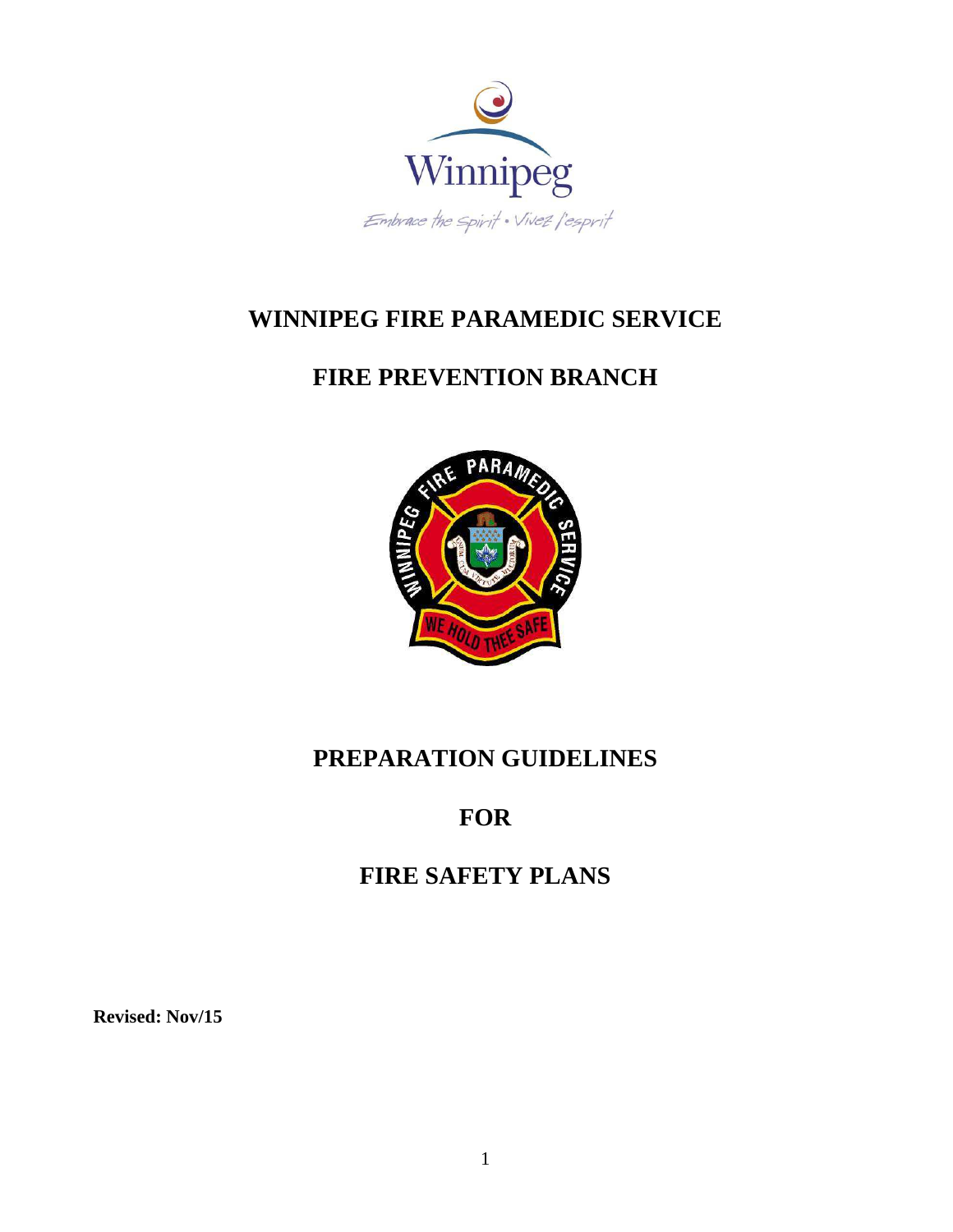# WINNIPEG FIRE PARAMEDIC SERVICE

## FIRE PREVENTION BRANCH

# PREPARATION GUIDELINES

# FOR

# FIRE SAFETY PLANS

**Revised: Nov/15**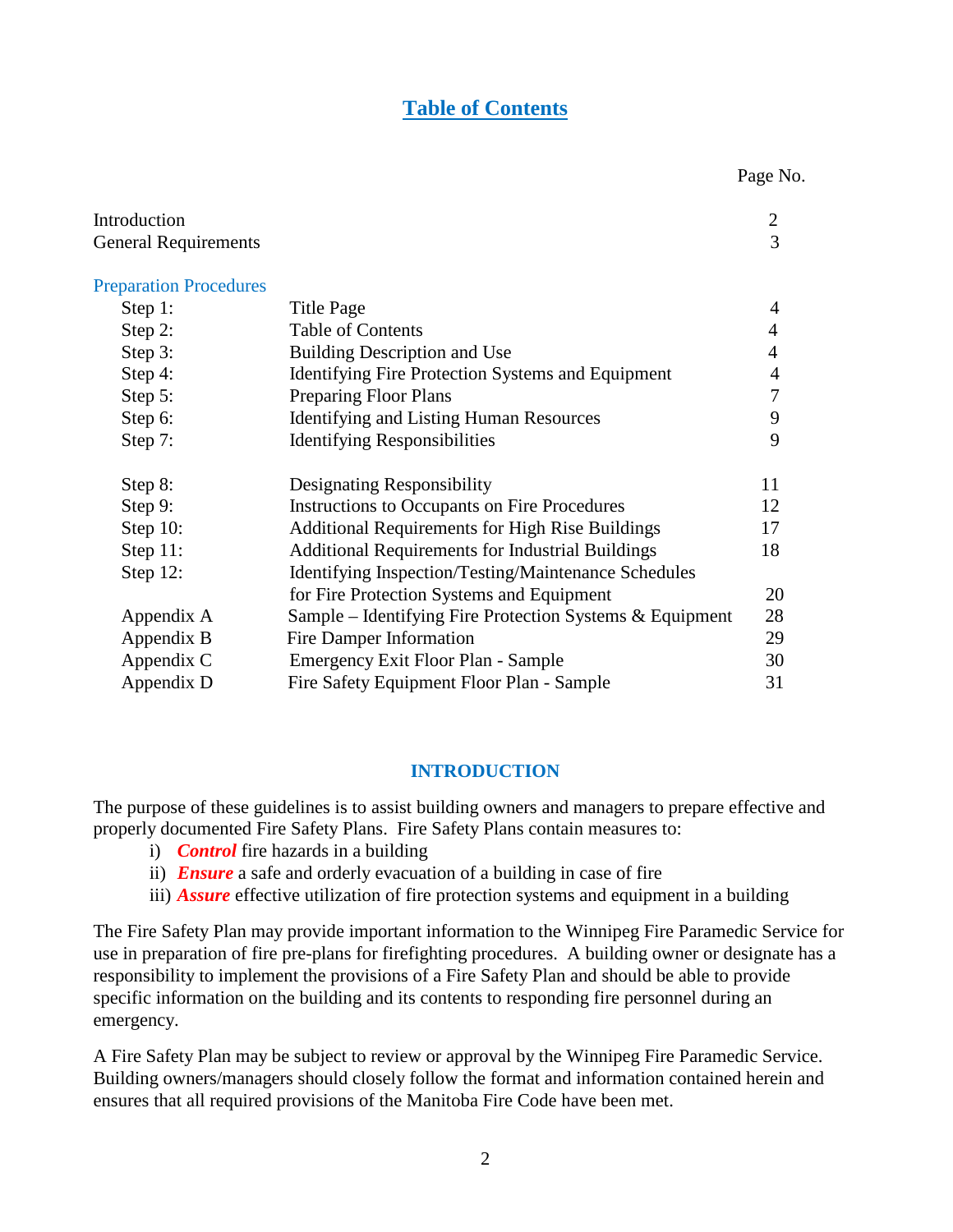# Table of Contents

| | | Page No. |
|---|---|---|
| Introduction | | 2 |
| General Requirements | | 3 |
| **Preparation Procedures** | | |
| Step 1: | Title Page | 4 |
| Step 2: | Table of Contents | 4 |
| Step 3: | Building Description and Use | 4 |
| Step 4: | Identifying Fire Protection Systems and Equipment | 4 |
| Step 5: | Preparing Floor Plans | 7 |
| Step 6: | Identifying and Listing Human Resources | 9 |
| Step 7: | Identifying Responsibilities | 9 |
| Step 8: | Designating Responsibility | 11 |
| Step 9: | Instructions to Occupants on Fire Procedures | 12 |
| Step 10: | Additional Requirements for High Rise Buildings | 17 |
| Step 11: | Additional Requirements for Industrial Buildings | 18 |
| Step 12: | Identifying Inspection/Testing/Maintenance Schedules for Fire Protection Systems and Equipment | 20 |
| Appendix A | Sample – Identifying Fire Protection Systems & Equipment | 28 |
| Appendix B | Fire Damper Information | 29 |
| Appendix C | Emergency Exit Floor Plan - Sample | 30 |
| Appendix D | Fire Safety Equipment Floor Plan - Sample | 31 |

## INTRODUCTION

The purpose of these guidelines is to assist building owners and managers to prepare effective and properly documented Fire Safety Plans. Fire Safety Plans contain measures to:

i) ***Control*** fire hazards in a building
ii) ***Ensure*** a safe and orderly evacuation of a building in case of fire
iii) ***Assure*** effective utilization of fire protection systems and equipment in a building

The Fire Safety Plan may provide important information to the Winnipeg Fire Paramedic Service for use in preparation of fire pre-plans for firefighting procedures. A building owner or designate has a responsibility to implement the provisions of a Fire Safety Plan and should be able to provide specific information on the building and its contents to responding fire personnel during an emergency.

A Fire Safety Plan may be subject to review or approval by the Winnipeg Fire Paramedic Service. Building owners/managers should closely follow the format and information contained herein and ensures that all required provisions of the Manitoba Fire Code have been met.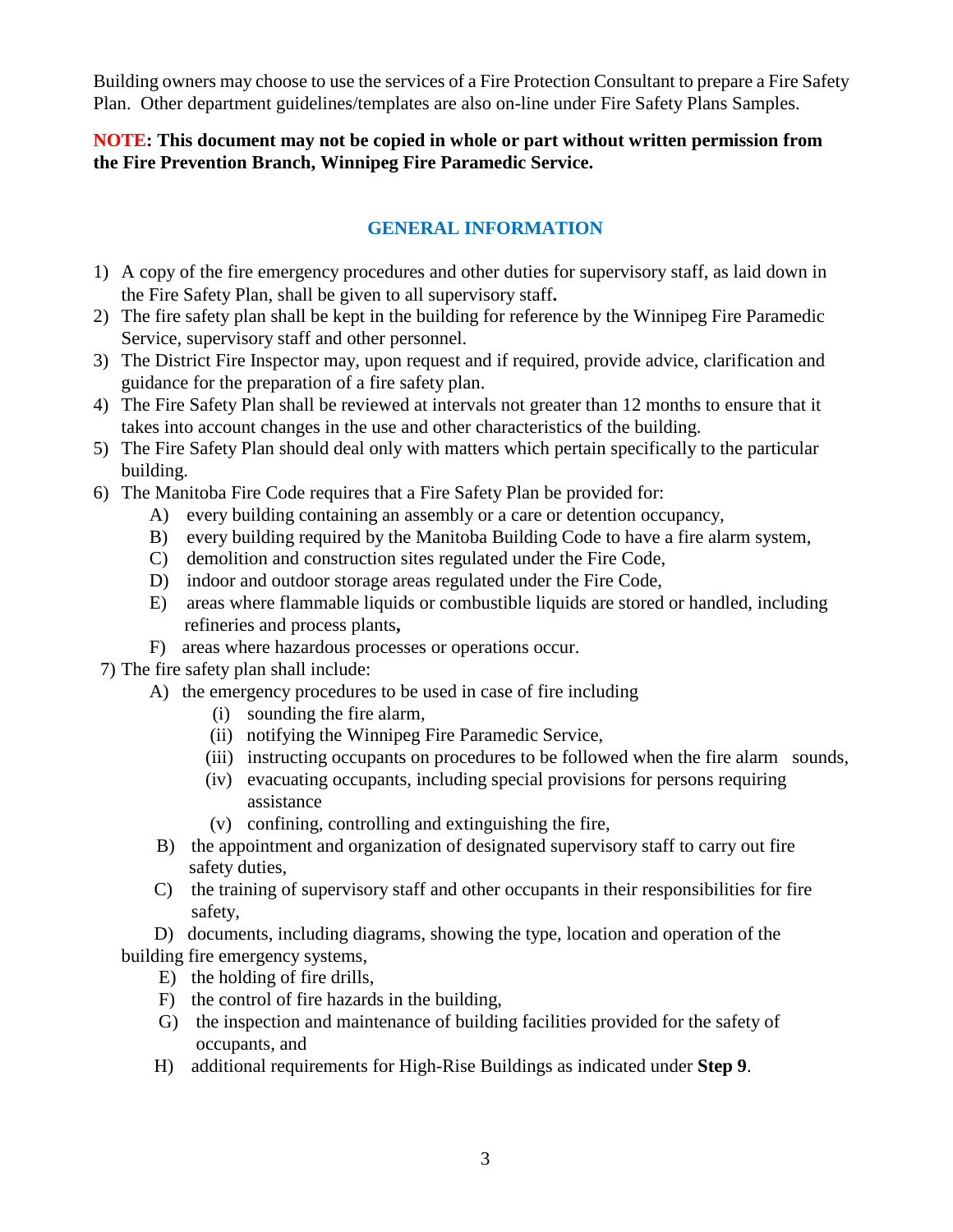Building owners may choose to use the services of a Fire Protection Consultant to prepare a Fire Safety Plan. Other department guidelines/templates are also on-line under Fire Safety Plans Samples.

**NOTE: This document may not be copied in whole or part without written permission from the Fire Prevention Branch, Winnipeg Fire Paramedic Service.**

## GENERAL INFORMATION

1) A copy of the fire emergency procedures and other duties for supervisory staff, as laid down in the Fire Safety Plan, shall be given to all supervisory staff**.**
2) The fire safety plan shall be kept in the building for reference by the Winnipeg Fire Paramedic Service, supervisory staff and other personnel.
3) The District Fire Inspector may, upon request and if required, provide advice, clarification and guidance for the preparation of a fire safety plan.
4) The Fire Safety Plan shall be reviewed at intervals not greater than 12 months to ensure that it takes into account changes in the use and other characteristics of the building.
5) The Fire Safety Plan should deal only with matters which pertain specifically to the particular building.
6) The Manitoba Fire Code requires that a Fire Safety Plan be provided for:
   - A) every building containing an assembly or a care or detention occupancy,
   - B) every building required by the Manitoba Building Code to have a fire alarm system,
   - C) demolition and construction sites regulated under the Fire Code,
   - D) indoor and outdoor storage areas regulated under the Fire Code,
   - E) areas where flammable liquids or combustible liquids are stored or handled, including refineries and process plants**,**
   - F) areas where hazardous processes or operations occur.
7) The fire safety plan shall include:
   - A) the emergency procedures to be used in case of fire including
     - (i) sounding the fire alarm,
     - (ii) notifying the Winnipeg Fire Paramedic Service,
     - (iii) instructing occupants on procedures to be followed when the fire alarm sounds,
     - (iv) evacuating occupants, including special provisions for persons requiring assistance
     - (v) confining, controlling and extinguishing the fire,
   - B) the appointment and organization of designated supervisory staff to carry out fire safety duties,
   - C) the training of supervisory staff and other occupants in their responsibilities for fire safety,
   - D) documents, including diagrams, showing the type, location and operation of the building fire emergency systems,
   - E) the holding of fire drills,
   - F) the control of fire hazards in the building,
   - G) the inspection and maintenance of building facilities provided for the safety of occupants, and
   - H) additional requirements for High-Rise Buildings as indicated under **Step 9**.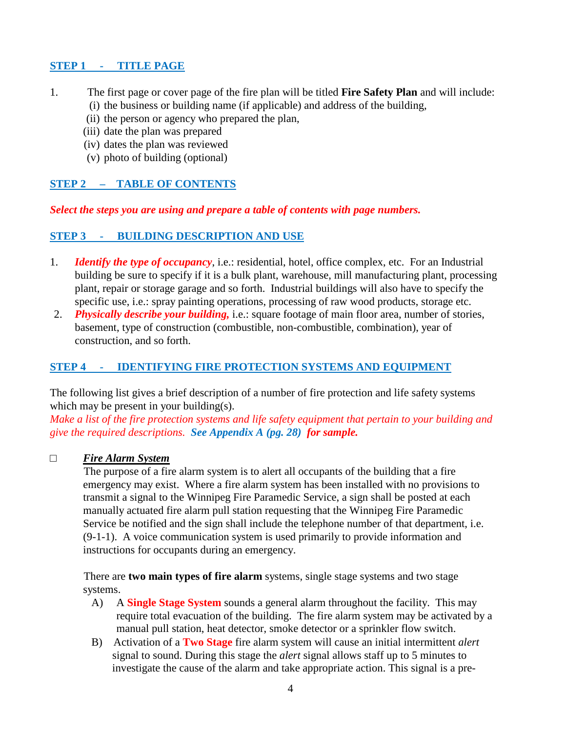## STEP 1 - TITLE PAGE

1. The first page or cover page of the fire plan will be titled **Fire Safety Plan** and will include:
   (i) the business or building name (if applicable) and address of the building,
   (ii) the person or agency who prepared the plan,
   (iii) date the plan was prepared
   (iv) dates the plan was reviewed
   (v) photo of building (optional)

## STEP 2 – TABLE OF CONTENTS

***Select the steps you are using and prepare a table of contents with page numbers.***

## STEP 3 - BUILDING DESCRIPTION AND USE

1. ***Identify the type of occupancy***, i.e.: residential, hotel, office complex, etc. For an Industrial building be sure to specify if it is a bulk plant, warehouse, mill manufacturing plant, processing plant, repair or storage garage and so forth. Industrial buildings will also have to specify the specific use, i.e.: spray painting operations, processing of raw wood products, storage etc.
2. ***Physically describe your building,*** i.e.: square footage of main floor area, number of stories, basement, type of construction (combustible, non-combustible, combination), year of construction, and so forth.

## STEP 4 - IDENTIFYING FIRE PROTECTION SYSTEMS AND EQUIPMENT

The following list gives a brief description of a number of fire protection and life safety systems which may be present in your building(s).

*Make a list of the fire protection systems and life safety equipment that pertain to your building and give the required descriptions.* ***See Appendix A (pg. 28) for sample.***

☐ ***Fire Alarm System***

The purpose of a fire alarm system is to alert all occupants of the building that a fire emergency may exist. Where a fire alarm system has been installed with no provisions to transmit a signal to the Winnipeg Fire Paramedic Service, a sign shall be posted at each manually actuated fire alarm pull station requesting that the Winnipeg Fire Paramedic Service be notified and the sign shall include the telephone number of that department, i.e. (9-1-1). A voice communication system is used primarily to provide information and instructions for occupants during an emergency.

There are **two main types of fire alarm** systems, single stage systems and two stage systems.

A) A **Single Stage System** sounds a general alarm throughout the facility. This may require total evacuation of the building. The fire alarm system may be activated by a manual pull station, heat detector, smoke detector or a sprinkler flow switch.

B) Activation of a **Two Stage** fire alarm system will cause an initial intermittent *alert* signal to sound. During this stage the *alert* signal allows staff up to 5 minutes to investigate the cause of the alarm and take appropriate action. This signal is a pre-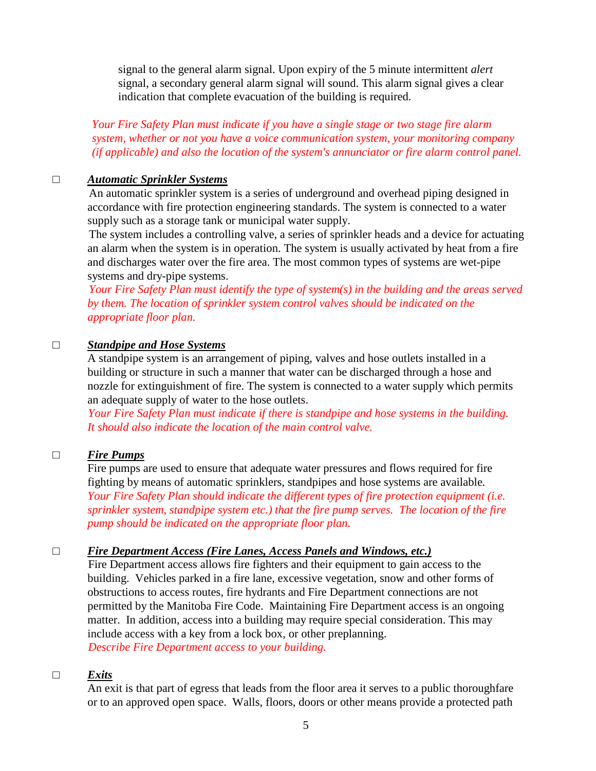signal to the general alarm signal. Upon expiry of the 5 minute intermittent *alert* signal, a secondary general alarm signal will sound. This alarm signal gives a clear indication that complete evacuation of the building is required.

*Your Fire Safety Plan must indicate if you have a single stage or two stage fire alarm system, whether or not you have a voice communication system, your monitoring company (if applicable) and also the location of the system's annunciator or fire alarm control panel.*

□ ***Automatic Sprinkler Systems***

An automatic sprinkler system is a series of underground and overhead piping designed in accordance with fire protection engineering standards. The system is connected to a water supply such as a storage tank or municipal water supply.

The system includes a controlling valve, a series of sprinkler heads and a device for actuating an alarm when the system is in operation. The system is usually activated by heat from a fire and discharges water over the fire area. The most common types of systems are wet-pipe systems and dry-pipe systems.

*Your Fire Safety Plan must identify the type of system(s) in the building and the areas served by them. The location of sprinkler system control valves should be indicated on the appropriate floor plan.*

□ ***Standpipe and Hose Systems***

A standpipe system is an arrangement of piping, valves and hose outlets installed in a building or structure in such a manner that water can be discharged through a hose and nozzle for extinguishment of fire. The system is connected to a water supply which permits an adequate supply of water to the hose outlets.

*Your Fire Safety Plan must indicate if there is standpipe and hose systems in the building. It should also indicate the location of the main control valve.*

□ ***Fire Pumps***

Fire pumps are used to ensure that adequate water pressures and flows required for fire fighting by means of automatic sprinklers, standpipes and hose systems are available.

*Your Fire Safety Plan should indicate the different types of fire protection equipment (i.e. sprinkler system, standpipe system etc.) that the fire pump serves. The location of the fire pump should be indicated on the appropriate floor plan.*

□ ***Fire Department Access (Fire Lanes, Access Panels and Windows, etc.)***

Fire Department access allows fire fighters and their equipment to gain access to the building. Vehicles parked in a fire lane, excessive vegetation, snow and other forms of obstructions to access routes, fire hydrants and Fire Department connections are not permitted by the Manitoba Fire Code. Maintaining Fire Department access is an ongoing matter. In addition, access into a building may require special consideration. This may include access with a key from a lock box, or other preplanning.

*Describe Fire Department access to your building.*

□ ***Exits***

An exit is that part of egress that leads from the floor area it serves to a public thoroughfare or to an approved open space. Walls, floors, doors or other means provide a protected path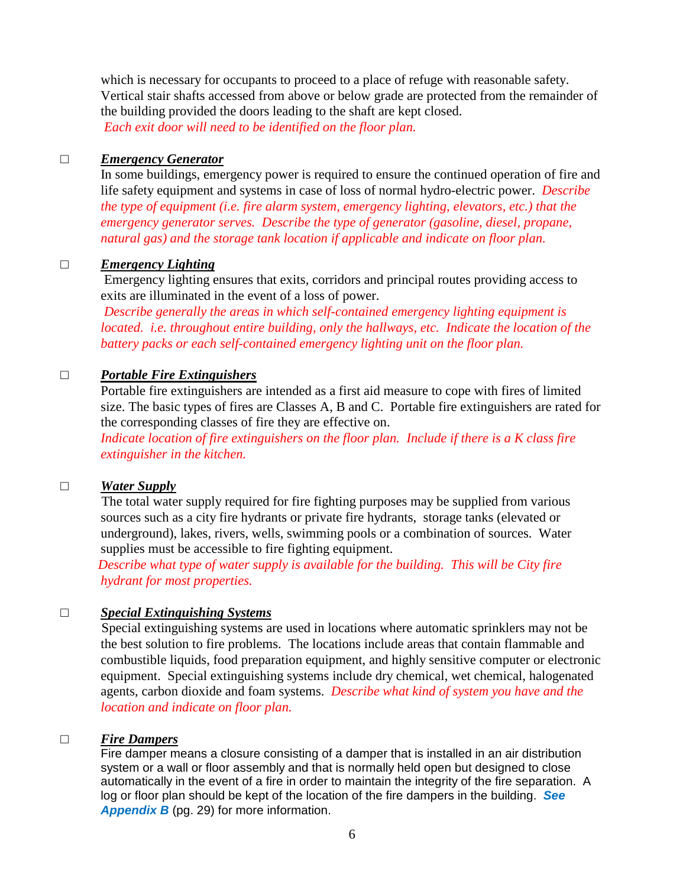which is necessary for occupants to proceed to a place of refuge with reasonable safety. Vertical stair shafts accessed from above or below grade are protected from the remainder of the building provided the doors leading to the shaft are kept closed.
*Each exit door will need to be identified on the floor plan.*

☐ ***Emergency Generator***

In some buildings, emergency power is required to ensure the continued operation of fire and life safety equipment and systems in case of loss of normal hydro-electric power. *Describe the type of equipment (i.e. fire alarm system, emergency lighting, elevators, etc.) that the emergency generator serves. Describe the type of generator (gasoline, diesel, propane, natural gas) and the storage tank location if applicable and indicate on floor plan.*

☐ ***Emergency Lighting***

Emergency lighting ensures that exits, corridors and principal routes providing access to exits are illuminated in the event of a loss of power.
*Describe generally the areas in which self-contained emergency lighting equipment is located. i.e. throughout entire building, only the hallways, etc. Indicate the location of the battery packs or each self-contained emergency lighting unit on the floor plan.*

☐ ***Portable Fire Extinguishers***

Portable fire extinguishers are intended as a first aid measure to cope with fires of limited size. The basic types of fires are Classes A, B and C. Portable fire extinguishers are rated for the corresponding classes of fire they are effective on.
*Indicate location of fire extinguishers on the floor plan. Include if there is a K class fire extinguisher in the kitchen.*

☐ ***Water Supply***

The total water supply required for fire fighting purposes may be supplied from various sources such as a city fire hydrants or private fire hydrants, storage tanks (elevated or underground), lakes, rivers, wells, swimming pools or a combination of sources. Water supplies must be accessible to fire fighting equipment.
*Describe what type of water supply is available for the building. This will be City fire hydrant for most properties.*

☐ ***Special Extinguishing Systems***

Special extinguishing systems are used in locations where automatic sprinklers may not be the best solution to fire problems. The locations include areas that contain flammable and combustible liquids, food preparation equipment, and highly sensitive computer or electronic equipment. Special extinguishing systems include dry chemical, wet chemical, halogenated agents, carbon dioxide and foam systems. *Describe what kind of system you have and the location and indicate on floor plan.*

☐ ***Fire Dampers***

Fire damper means a closure consisting of a damper that is installed in an air distribution system or a wall or floor assembly and that is normally held open but designed to close automatically in the event of a fire in order to maintain the integrity of the fire separation. A log or floor plan should be kept of the location of the fire dampers in the building. ***See Appendix B*** (pg. 29) for more information.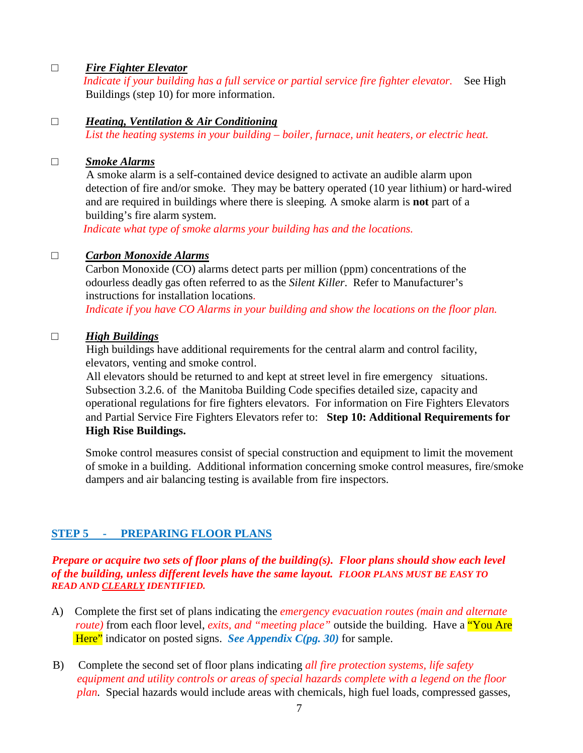☐ ***Fire Fighter Elevator***

*Indicate if your building has a full service or partial service fire fighter elevator.* See High Buildings (step 10) for more information.

☐ ***Heating, Ventilation & Air Conditioning***

*List the heating systems in your building – boiler, furnace, unit heaters, or electric heat.*

☐ ***Smoke Alarms***

A smoke alarm is a self-contained device designed to activate an audible alarm upon detection of fire and/or smoke. They may be battery operated (10 year lithium) or hard-wired and are required in buildings where there is sleeping. A smoke alarm is **not** part of a building's fire alarm system.

*Indicate what type of smoke alarms your building has and the locations.*

☐ ***Carbon Monoxide Alarms***

Carbon Monoxide (CO) alarms detect parts per million (ppm) concentrations of the odourless deadly gas often referred to as the *Silent Killer*. Refer to Manufacturer's instructions for installation locations.

*Indicate if you have CO Alarms in your building and show the locations on the floor plan.*

☐ ***High Buildings***

High buildings have additional requirements for the central alarm and control facility, elevators, venting and smoke control.

All elevators should be returned to and kept at street level in fire emergency situations. Subsection 3.2.6. of the Manitoba Building Code specifies detailed size, capacity and operational regulations for fire fighters elevators. For information on Fire Fighters Elevators and Partial Service Fire Fighters Elevators refer to: **Step 10: Additional Requirements for High Rise Buildings.**

Smoke control measures consist of special construction and equipment to limit the movement of smoke in a building. Additional information concerning smoke control measures, fire/smoke dampers and air balancing testing is available from fire inspectors.

## STEP 5 - PREPARING FLOOR PLANS

***Prepare or acquire two sets of floor plans of the building(s). Floor plans should show each level of the building, unless different levels have the same layout. FLOOR PLANS MUST BE EASY TO READ AND CLEARLY IDENTIFIED.***

A) Complete the first set of plans indicating the *emergency evacuation routes (main and alternate route)* from each floor level, *exits, and "meeting place"* outside the building. Have a "You Are Here" indicator on posted signs. ***See Appendix C(pg. 30)*** for sample.

B) Complete the second set of floor plans indicating *all fire protection systems, life safety equipment and utility controls or areas of special hazards complete with a legend on the floor plan.* Special hazards would include areas with chemicals, high fuel loads, compressed gasses,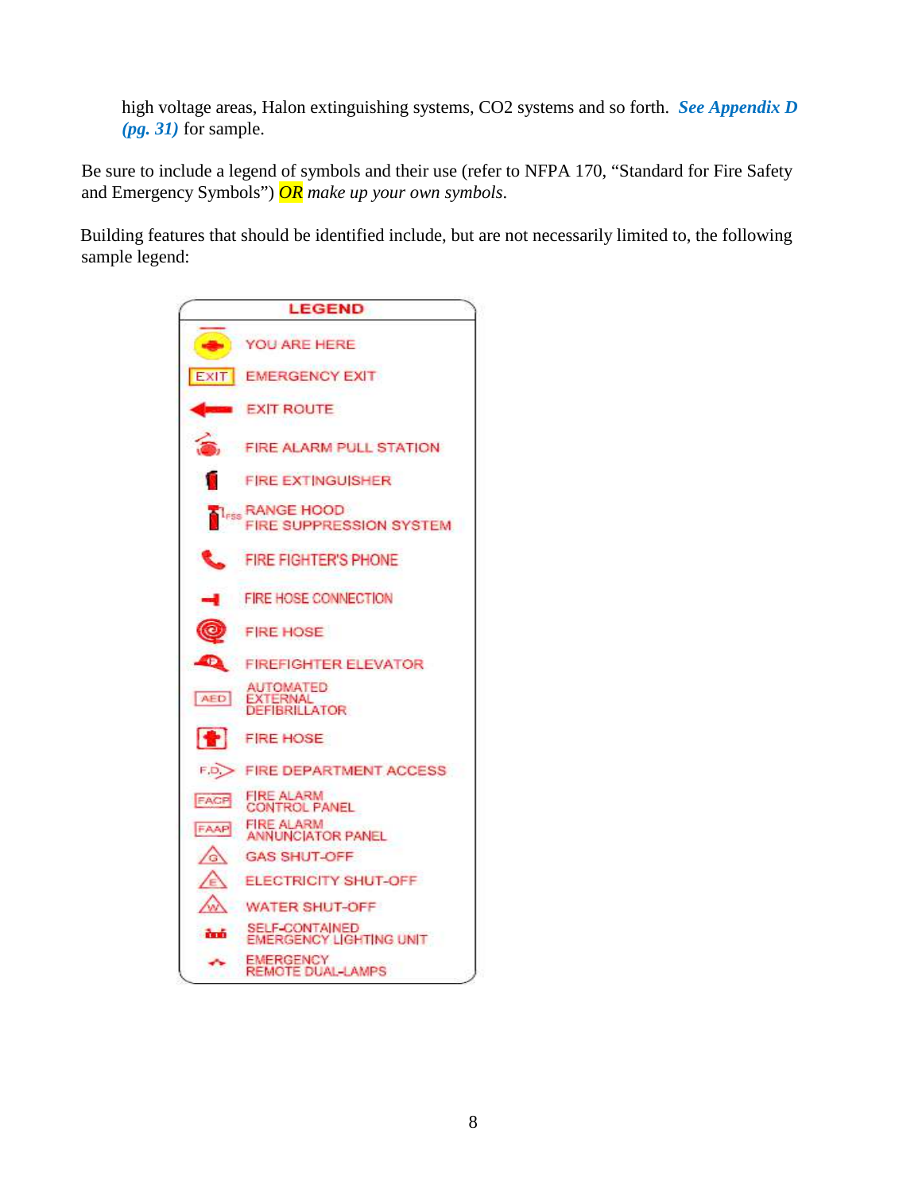high voltage areas, Halon extinguishing systems, $CO_2$ systems and so forth. ***See Appendix D (pg. 31)*** for sample.

Be sure to include a legend of symbols and their use (refer to NFPA 170, "Standard for Fire Safety and Emergency Symbols") *OR make up your own symbols.*

Building features that should be identified include, but are not necessarily limited to, the following sample legend:

**LEGEND**

- YOU ARE HERE
- EXIT — EMERGENCY EXIT
- EXIT ROUTE
- FIRE ALARM PULL STATION
- FIRE EXTINGUISHER
- FSS — RANGE HOOD FIRE SUPPRESSION SYSTEM
- FIRE FIGHTER'S PHONE
- FIRE HOSE CONNECTION
- FIRE HOSE
- FIREFIGHTER ELEVATOR
- AED — AUTOMATED EXTERNAL DEFIBRILLATOR
- FIRE HOSE
- F.D. — FIRE DEPARTMENT ACCESS
- FACP — FIRE ALARM CONTROL PANEL
- FAAP — FIRE ALARM ANNUNCIATOR PANEL
- G — GAS SHUT-OFF
- E — ELECTRICITY SHUT-OFF
- W — WATER SHUT-OFF
- SELF-CONTAINED EMERGENCY LIGHTING UNIT
- EMERGENCY REMOTE DUAL-LAMPS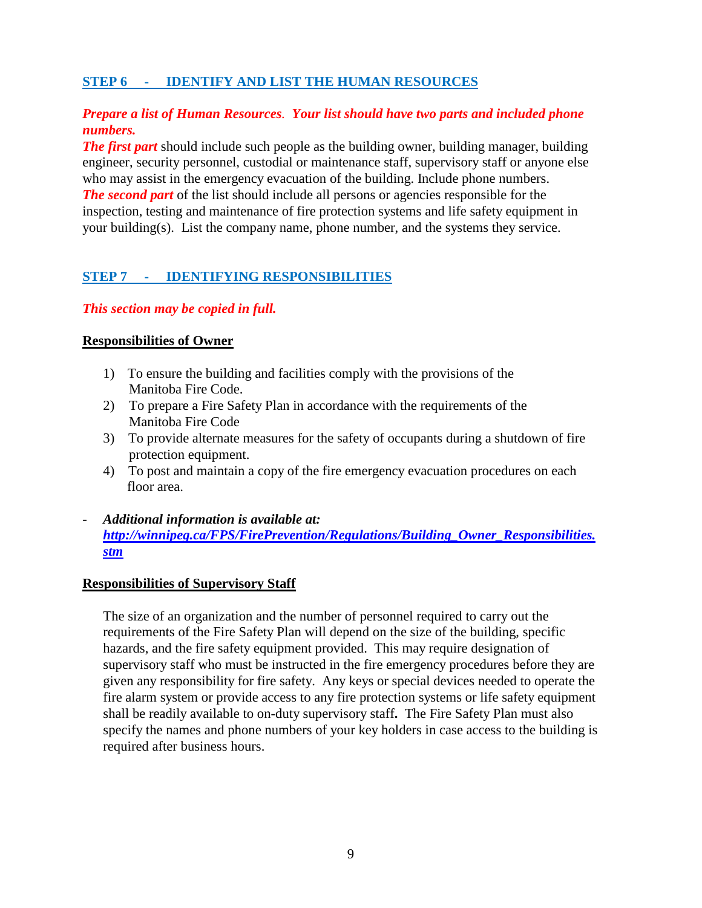## STEP 6 - IDENTIFY AND LIST THE HUMAN RESOURCES

***Prepare a list of Human Resources. Your list should have two parts and included phone numbers.***

***The first part*** should include such people as the building owner, building manager, building engineer, security personnel, custodial or maintenance staff, supervisory staff or anyone else who may assist in the emergency evacuation of the building. Include phone numbers.

***The second part*** of the list should include all persons or agencies responsible for the inspection, testing and maintenance of fire protection systems and life safety equipment in your building(s). List the company name, phone number, and the systems they service.

## STEP 7 - IDENTIFYING RESPONSIBILITIES

***This section may be copied in full.***

### Responsibilities of Owner

1) To ensure the building and facilities comply with the provisions of the Manitoba Fire Code.
2) To prepare a Fire Safety Plan in accordance with the requirements of the Manitoba Fire Code
3) To provide alternate measures for the safety of occupants during a shutdown of fire protection equipment.
4) To post and maintain a copy of the fire emergency evacuation procedures on each floor area.

- ***Additional information is available at:*** ***http://winnipeg.ca/FPS/FirePrevention/Regulations/Building_Owner_Responsibilities.stm***

### Responsibilities of Supervisory Staff

The size of an organization and the number of personnel required to carry out the requirements of the Fire Safety Plan will depend on the size of the building, specific hazards, and the fire safety equipment provided. This may require designation of supervisory staff who must be instructed in the fire emergency procedures before they are given any responsibility for fire safety. Any keys or special devices needed to operate the fire alarm system or provide access to any fire protection systems or life safety equipment shall be readily available to on-duty supervisory staff**.** The Fire Safety Plan must also specify the names and phone numbers of your key holders in case access to the building is required after business hours.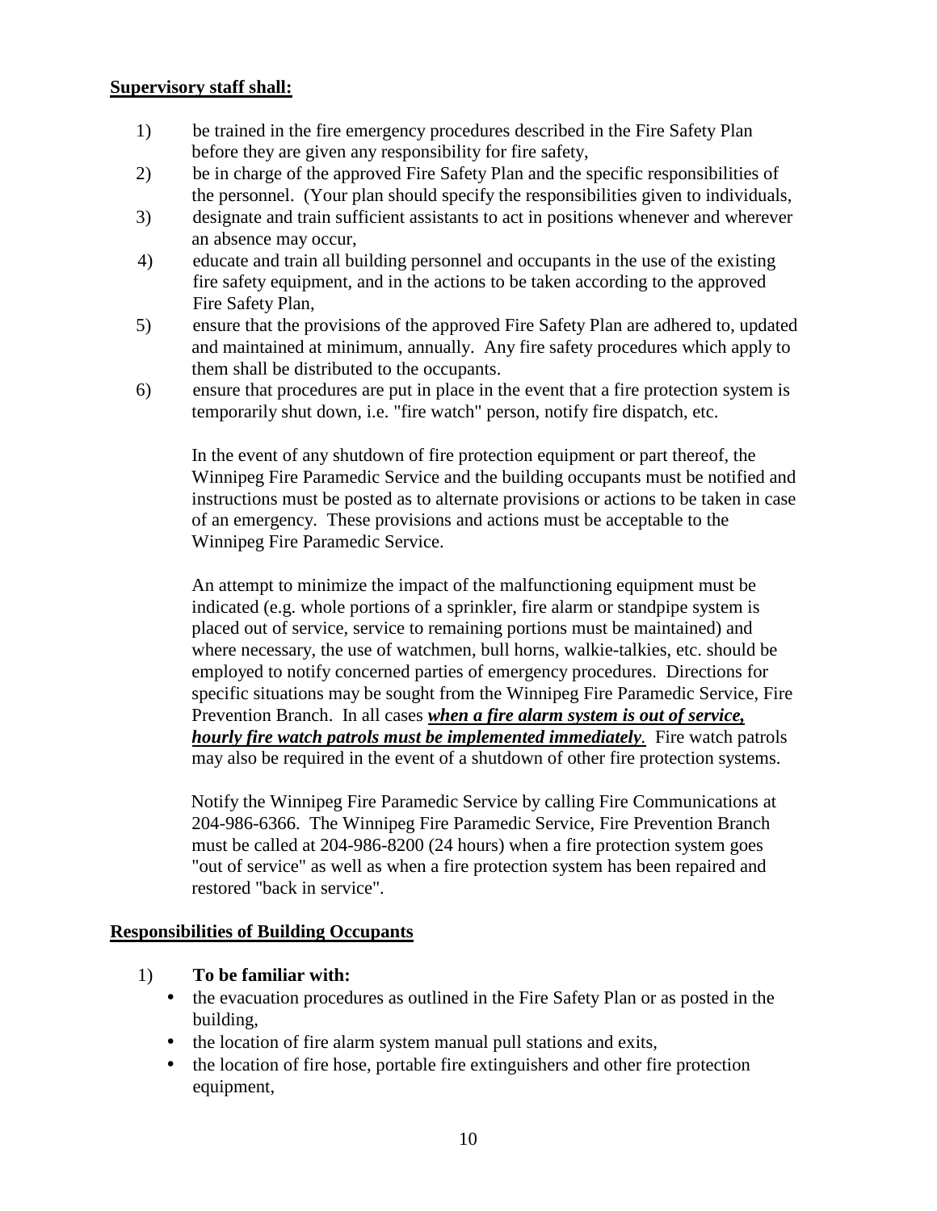**Supervisory staff shall:**

1) be trained in the fire emergency procedures described in the Fire Safety Plan before they are given any responsibility for fire safety,
2) be in charge of the approved Fire Safety Plan and the specific responsibilities of the personnel. (Your plan should specify the responsibilities given to individuals,
3) designate and train sufficient assistants to act in positions whenever and wherever an absence may occur,
4) educate and train all building personnel and occupants in the use of the existing fire safety equipment, and in the actions to be taken according to the approved Fire Safety Plan,
5) ensure that the provisions of the approved Fire Safety Plan are adhered to, updated and maintained at minimum, annually. Any fire safety procedures which apply to them shall be distributed to the occupants.
6) ensure that procedures are put in place in the event that a fire protection system is temporarily shut down, i.e. "fire watch" person, notify fire dispatch, etc.

   In the event of any shutdown of fire protection equipment or part thereof, the Winnipeg Fire Paramedic Service and the building occupants must be notified and instructions must be posted as to alternate provisions or actions to be taken in case of an emergency. These provisions and actions must be acceptable to the Winnipeg Fire Paramedic Service.

   An attempt to minimize the impact of the malfunctioning equipment must be indicated (e.g. whole portions of a sprinkler, fire alarm or standpipe system is placed out of service, service to remaining portions must be maintained) and where necessary, the use of watchmen, bull horns, walkie-talkies, etc. should be employed to notify concerned parties of emergency procedures. Directions for specific situations may be sought from the Winnipeg Fire Paramedic Service, Fire Prevention Branch. In all cases ***<u>when a fire alarm system is out of service, hourly fire watch patrols must be implemented immediately</u>***. Fire watch patrols may also be required in the event of a shutdown of other fire protection systems.

   Notify the Winnipeg Fire Paramedic Service by calling Fire Communications at 204-986-6366. The Winnipeg Fire Paramedic Service, Fire Prevention Branch must be called at 204-986-8200 (24 hours) when a fire protection system goes "out of service" as well as when a fire protection system has been repaired and restored "back in service".

**Responsibilities of Building Occupants**

1) **To be familiar with:**
   - the evacuation procedures as outlined in the Fire Safety Plan or as posted in the building,
   - the location of fire alarm system manual pull stations and exits,
   - the location of fire hose, portable fire extinguishers and other fire protection equipment,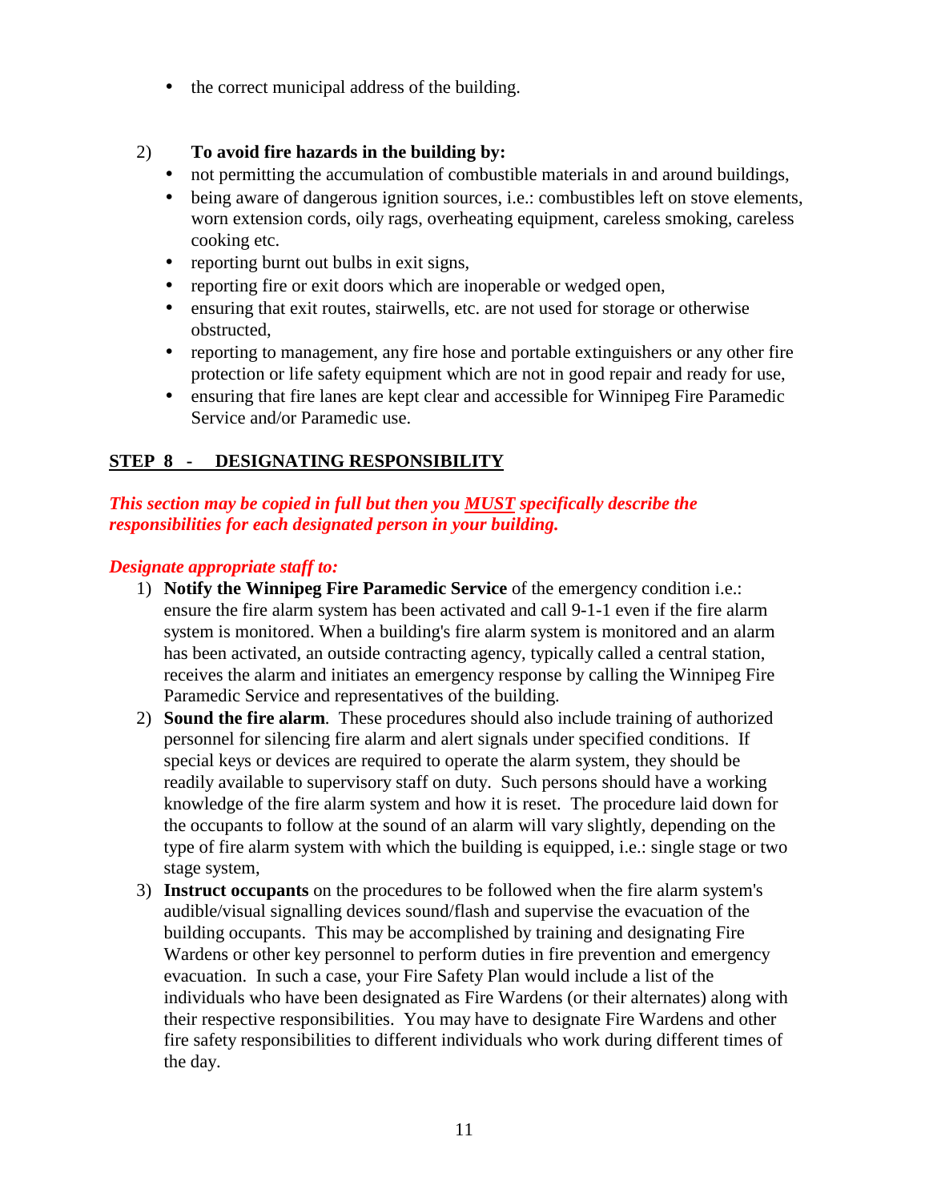- the correct municipal address of the building.

2) **To avoid fire hazards in the building by:**
   - not permitting the accumulation of combustible materials in and around buildings,
   - being aware of dangerous ignition sources, i.e.: combustibles left on stove elements, worn extension cords, oily rags, overheating equipment, careless smoking, careless cooking etc.
   - reporting burnt out bulbs in exit signs,
   - reporting fire or exit doors which are inoperable or wedged open,
   - ensuring that exit routes, stairwells, etc. are not used for storage or otherwise obstructed,
   - reporting to management, any fire hose and portable extinguishers or any other fire protection or life safety equipment which are not in good repair and ready for use,
   - ensuring that fire lanes are kept clear and accessible for Winnipeg Fire Paramedic Service and/or Paramedic use.

## STEP 8 - DESIGNATING RESPONSIBILITY

***This section may be copied in full but then you MUST specifically describe the responsibilities for each designated person in your building.***

***Designate appropriate staff to:***

1) **Notify the Winnipeg Fire Paramedic Service** of the emergency condition i.e.: ensure the fire alarm system has been activated and call 9-1-1 even if the fire alarm system is monitored. When a building's fire alarm system is monitored and an alarm has been activated, an outside contracting agency, typically called a central station, receives the alarm and initiates an emergency response by calling the Winnipeg Fire Paramedic Service and representatives of the building.
2) **Sound the fire alarm**. These procedures should also include training of authorized personnel for silencing fire alarm and alert signals under specified conditions. If special keys or devices are required to operate the alarm system, they should be readily available to supervisory staff on duty. Such persons should have a working knowledge of the fire alarm system and how it is reset. The procedure laid down for the occupants to follow at the sound of an alarm will vary slightly, depending on the type of fire alarm system with which the building is equipped, i.e.: single stage or two stage system,
3) **Instruct occupants** on the procedures to be followed when the fire alarm system's audible/visual signalling devices sound/flash and supervise the evacuation of the building occupants. This may be accomplished by training and designating Fire Wardens or other key personnel to perform duties in fire prevention and emergency evacuation. In such a case, your Fire Safety Plan would include a list of the individuals who have been designated as Fire Wardens (or their alternates) along with their respective responsibilities. You may have to designate Fire Wardens and other fire safety responsibilities to different individuals who work during different times of the day.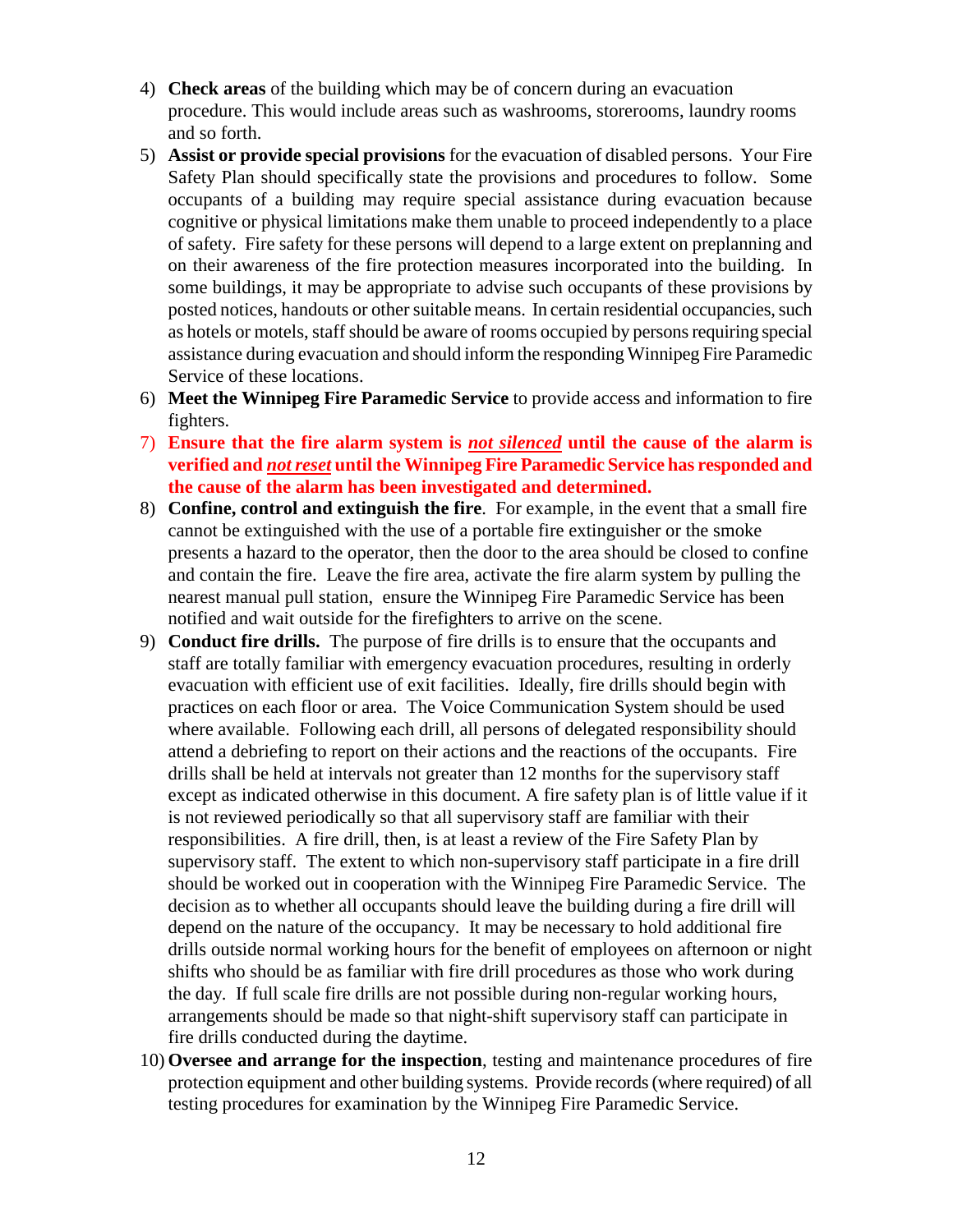4) **Check areas** of the building which may be of concern during an evacuation procedure. This would include areas such as washrooms, storerooms, laundry rooms and so forth.
5) **Assist or provide special provisions** for the evacuation of disabled persons. Your Fire Safety Plan should specifically state the provisions and procedures to follow. Some occupants of a building may require special assistance during evacuation because cognitive or physical limitations make them unable to proceed independently to a place of safety. Fire safety for these persons will depend to a large extent on preplanning and on their awareness of the fire protection measures incorporated into the building. In some buildings, it may be appropriate to advise such occupants of these provisions by posted notices, handouts or other suitable means. In certain residential occupancies, such as hotels or motels, staff should be aware of rooms occupied by persons requiring special assistance during evacuation and should inform the responding Winnipeg Fire Paramedic Service of these locations.
6) **Meet the Winnipeg Fire Paramedic Service** to provide access and information to fire fighters.
7) **Ensure that the fire alarm system is _not silenced_ until the cause of the alarm is verified and _not reset_ until the Winnipeg Fire Paramedic Service has responded and the cause of the alarm has been investigated and determined.**
8) **Confine, control and extinguish the fire**. For example, in the event that a small fire cannot be extinguished with the use of a portable fire extinguisher or the smoke presents a hazard to the operator, then the door to the area should be closed to confine and contain the fire. Leave the fire area, activate the fire alarm system by pulling the nearest manual pull station, ensure the Winnipeg Fire Paramedic Service has been notified and wait outside for the firefighters to arrive on the scene.
9) **Conduct fire drills.** The purpose of fire drills is to ensure that the occupants and staff are totally familiar with emergency evacuation procedures, resulting in orderly evacuation with efficient use of exit facilities. Ideally, fire drills should begin with practices on each floor or area. The Voice Communication System should be used where available. Following each drill, all persons of delegated responsibility should attend a debriefing to report on their actions and the reactions of the occupants. Fire drills shall be held at intervals not greater than 12 months for the supervisory staff except as indicated otherwise in this document. A fire safety plan is of little value if it is not reviewed periodically so that all supervisory staff are familiar with their responsibilities. A fire drill, then, is at least a review of the Fire Safety Plan by supervisory staff. The extent to which non-supervisory staff participate in a fire drill should be worked out in cooperation with the Winnipeg Fire Paramedic Service. The decision as to whether all occupants should leave the building during a fire drill will depend on the nature of the occupancy. It may be necessary to hold additional fire drills outside normal working hours for the benefit of employees on afternoon or night shifts who should be as familiar with fire drill procedures as those who work during the day. If full scale fire drills are not possible during non-regular working hours, arrangements should be made so that night-shift supervisory staff can participate in fire drills conducted during the daytime.
10) **Oversee and arrange for the inspection**, testing and maintenance procedures of fire protection equipment and other building systems. Provide records (where required) of all testing procedures for examination by the Winnipeg Fire Paramedic Service.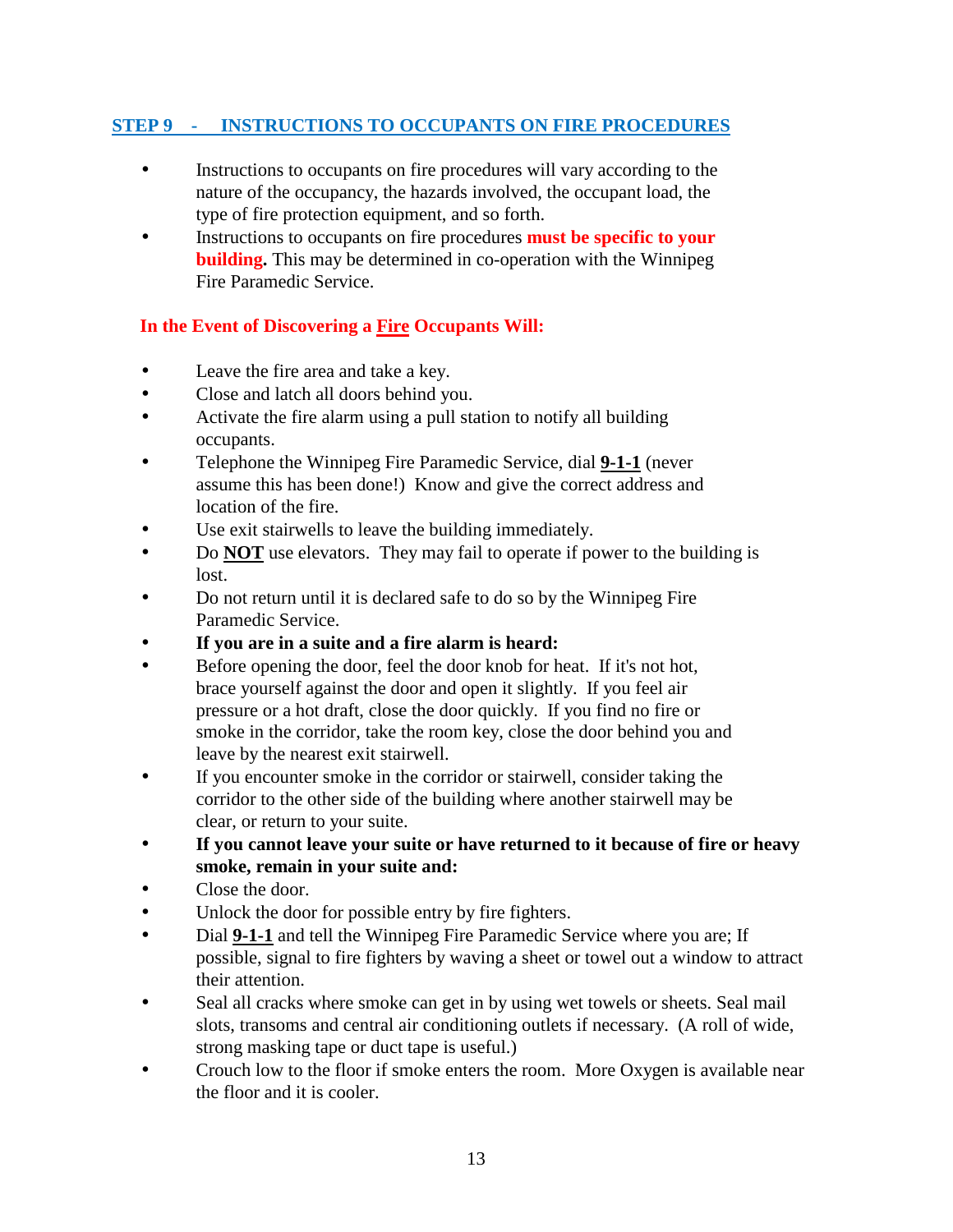## STEP 9 - INSTRUCTIONS TO OCCUPANTS ON FIRE PROCEDURES

- Instructions to occupants on fire procedures will vary according to the nature of the occupancy, the hazards involved, the occupant load, the type of fire protection equipment, and so forth.
- Instructions to occupants on fire procedures **must be specific to your building.** This may be determined in co-operation with the Winnipeg Fire Paramedic Service.

### In the Event of Discovering a Fire Occupants Will:

- Leave the fire area and take a key.
- Close and latch all doors behind you.
- Activate the fire alarm using a pull station to notify all building occupants.
- Telephone the Winnipeg Fire Paramedic Service, dial **9-1-1** (never assume this has been done!) Know and give the correct address and location of the fire.
- Use exit stairwells to leave the building immediately.
- Do **NOT** use elevators. They may fail to operate if power to the building is lost.
- Do not return until it is declared safe to do so by the Winnipeg Fire Paramedic Service.
- **If you are in a suite and a fire alarm is heard:**
- Before opening the door, feel the door knob for heat. If it's not hot, brace yourself against the door and open it slightly. If you feel air pressure or a hot draft, close the door quickly. If you find no fire or smoke in the corridor, take the room key, close the door behind you and leave by the nearest exit stairwell.
- If you encounter smoke in the corridor or stairwell, consider taking the corridor to the other side of the building where another stairwell may be clear, or return to your suite.
- **If you cannot leave your suite or have returned to it because of fire or heavy smoke, remain in your suite and:**
- Close the door.
- Unlock the door for possible entry by fire fighters.
- Dial **9-1-1** and tell the Winnipeg Fire Paramedic Service where you are; If possible, signal to fire fighters by waving a sheet or towel out a window to attract their attention.
- Seal all cracks where smoke can get in by using wet towels or sheets. Seal mail slots, transoms and central air conditioning outlets if necessary. (A roll of wide, strong masking tape or duct tape is useful.)
- Crouch low to the floor if smoke enters the room. More Oxygen is available near the floor and it is cooler.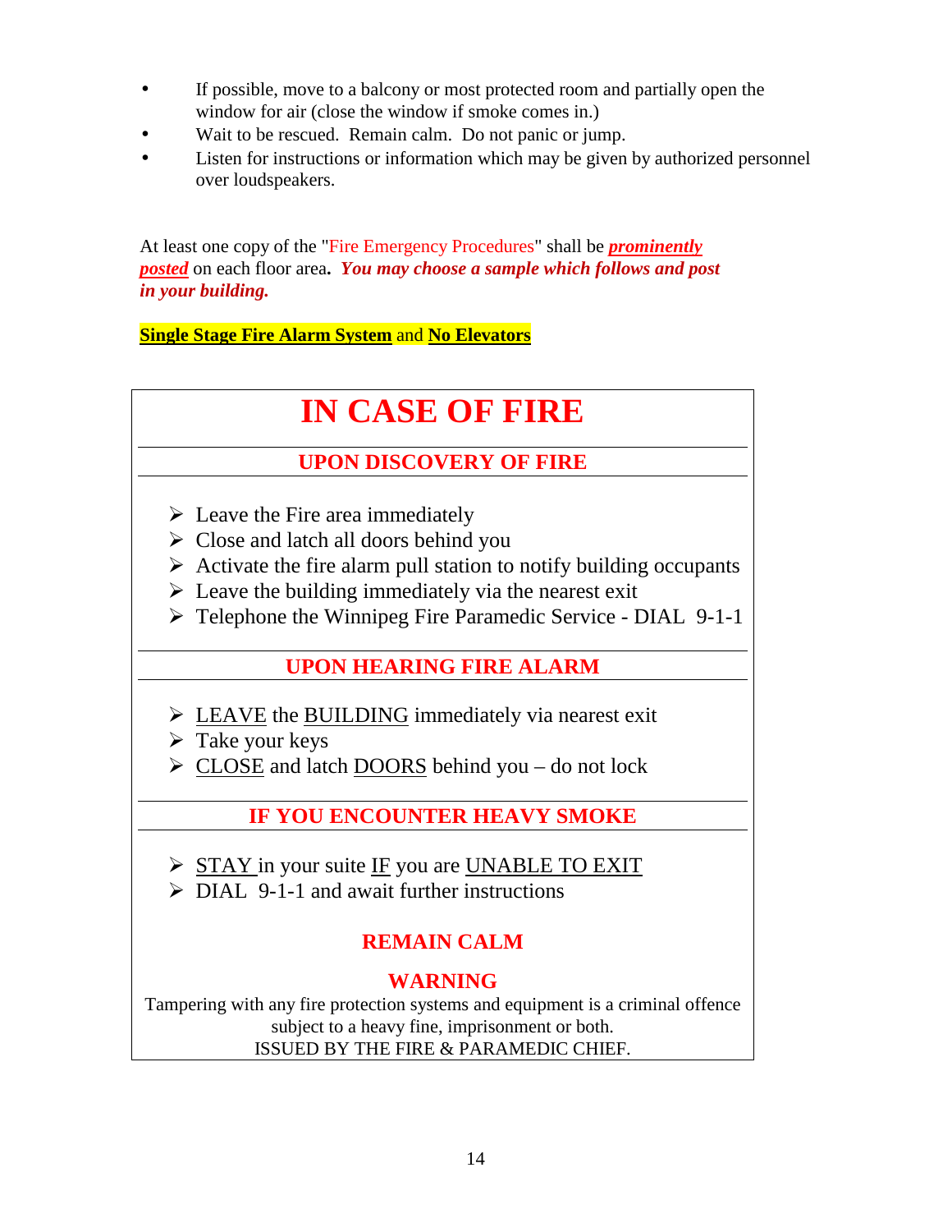- If possible, move to a balcony or most protected room and partially open the window for air (close the window if smoke comes in.)
- Wait to be rescued. Remain calm. Do not panic or jump.
- Listen for instructions or information which may be given by authorized personnel over loudspeakers.

At least one copy of the "Fire Emergency Procedures" shall be ***prominently posted*** on each floor area**.** ***You may choose a sample which follows and post in your building.***

**Single Stage Fire Alarm System** and **No Elevators**

# IN CASE OF FIRE

## UPON DISCOVERY OF FIRE

- Leave the Fire area immediately
- Close and latch all doors behind you
- Activate the fire alarm pull station to notify building occupants
- Leave the building immediately via the nearest exit
- Telephone the Winnipeg Fire Paramedic Service - DIAL 9-1-1

## UPON HEARING FIRE ALARM

- LEAVE the BUILDING immediately via nearest exit
- Take your keys
- CLOSE and latch DOORS behind you – do not lock

## IF YOU ENCOUNTER HEAVY SMOKE

- STAY in your suite IF you are UNABLE TO EXIT
- DIAL 9-1-1 and await further instructions

**REMAIN CALM**

**WARNING**

Tampering with any fire protection systems and equipment is a criminal offence subject to a heavy fine, imprisonment or both.
ISSUED BY THE FIRE & PARAMEDIC CHIEF.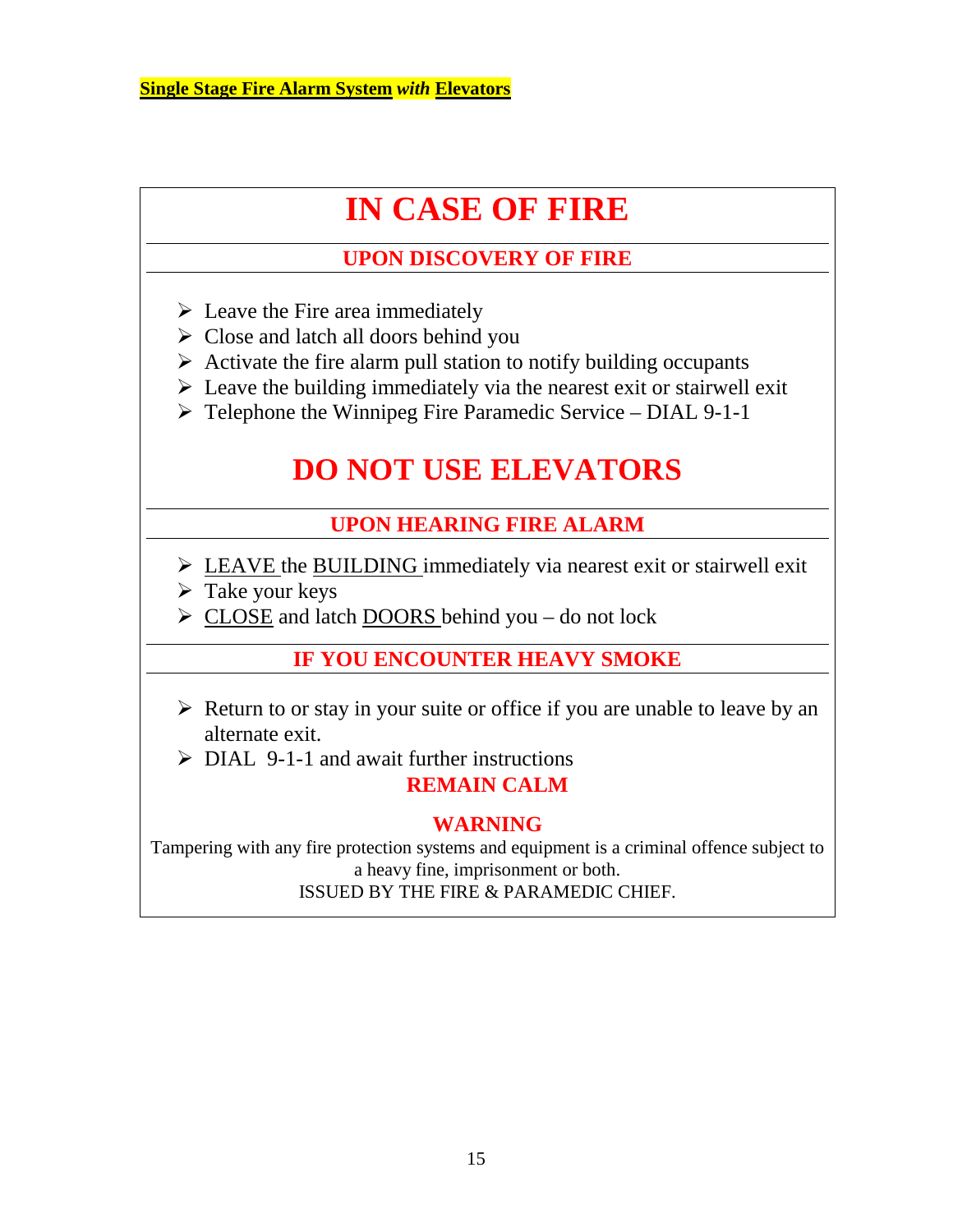**Single Stage Fire Alarm System *with* Elevators**

# IN CASE OF FIRE

## UPON DISCOVERY OF FIRE

- Leave the Fire area immediately
- Close and latch all doors behind you
- Activate the fire alarm pull station to notify building occupants
- Leave the building immediately via the nearest exit or stairwell exit
- Telephone the Winnipeg Fire Paramedic Service – DIAL 9-1-1

# DO NOT USE ELEVATORS

## UPON HEARING FIRE ALARM

- LEAVE the BUILDING immediately via nearest exit or stairwell exit
- Take your keys
- CLOSE and latch DOORS behind you – do not lock

## IF YOU ENCOUNTER HEAVY SMOKE

- Return to or stay in your suite or office if you are unable to leave by an alternate exit.
- DIAL 9-1-1 and await further instructions

**REMAIN CALM**

**WARNING**

Tampering with any fire protection systems and equipment is a criminal offence subject to a heavy fine, imprisonment or both.

ISSUED BY THE FIRE & PARAMEDIC CHIEF.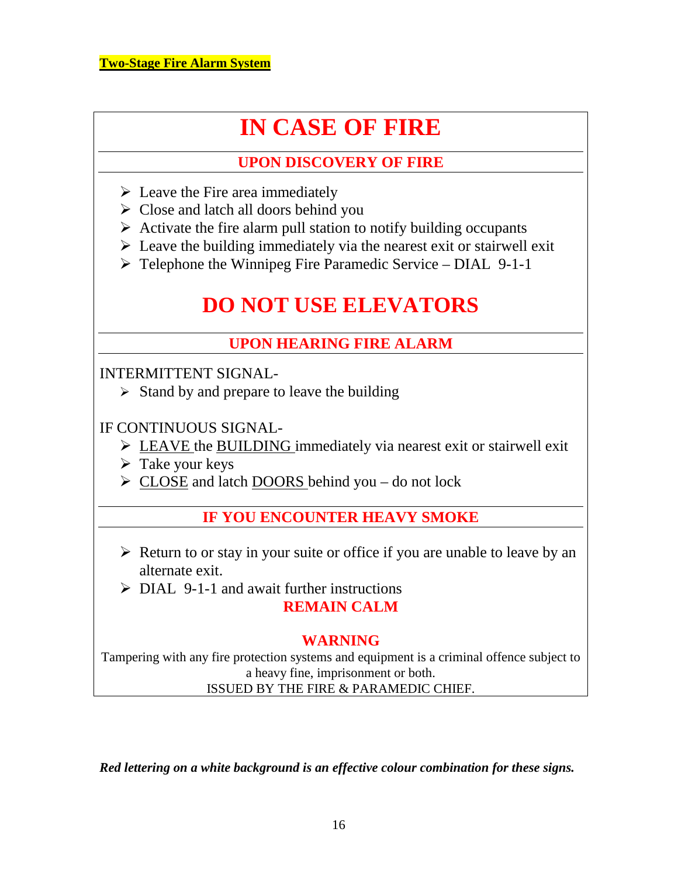**Two-Stage Fire Alarm System**

# IN CASE OF FIRE

## UPON DISCOVERY OF FIRE

- Leave the Fire area immediately
- Close and latch all doors behind you
- Activate the fire alarm pull station to notify building occupants
- Leave the building immediately via the nearest exit or stairwell exit
- Telephone the Winnipeg Fire Paramedic Service – DIAL 9-1-1

# DO NOT USE ELEVATORS

## UPON HEARING FIRE ALARM

INTERMITTENT SIGNAL-

- Stand by and prepare to leave the building

IF CONTINUOUS SIGNAL-

- LEAVE the BUILDING immediately via nearest exit or stairwell exit
- Take your keys
- CLOSE and latch DOORS behind you – do not lock

## IF YOU ENCOUNTER HEAVY SMOKE

- Return to or stay in your suite or office if you are unable to leave by an alternate exit.
- DIAL 9-1-1 and await further instructions

**REMAIN CALM**

**WARNING**

Tampering with any fire protection systems and equipment is a criminal offence subject to a heavy fine, imprisonment or both.
ISSUED BY THE FIRE & PARAMEDIC CHIEF.

***Red lettering on a white background is an effective colour combination for these signs.***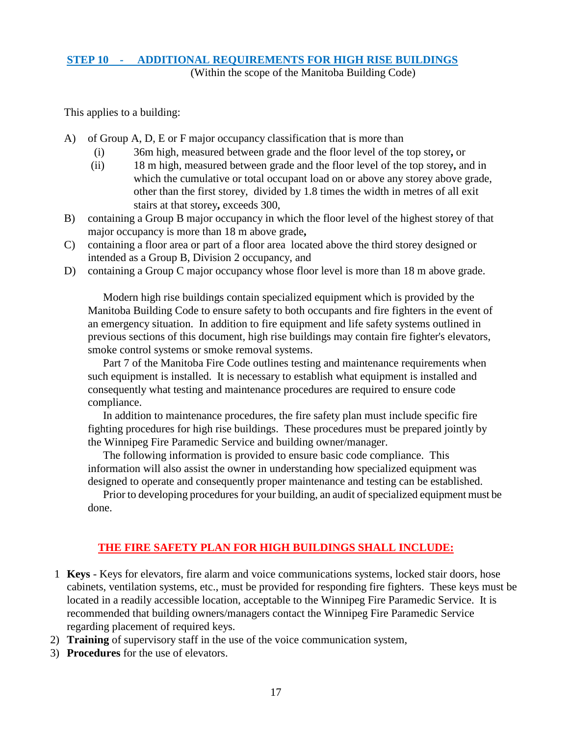## STEP 10 - ADDITIONAL REQUIREMENTS FOR HIGH RISE BUILDINGS

(Within the scope of the Manitoba Building Code)

This applies to a building:

A) of Group A, D, E or F major occupancy classification that is more than
   (i) 36m high, measured between grade and the floor level of the top storey**,** or
   (ii) 18 m high, measured between grade and the floor level of the top storey**,** and in which the cumulative or total occupant load on or above any storey above grade, other than the first storey, divided by 1.8 times the width in metres of all exit stairs at that storey**,** exceeds 300,

B) containing a Group B major occupancy in which the floor level of the highest storey of that major occupancy is more than 18 m above grade**,**

C) containing a floor area or part of a floor area located above the third storey designed or intended as a Group B, Division 2 occupancy, and

D) containing a Group C major occupancy whose floor level is more than 18 m above grade.

Modern high rise buildings contain specialized equipment which is provided by the Manitoba Building Code to ensure safety to both occupants and fire fighters in the event of an emergency situation. In addition to fire equipment and life safety systems outlined in previous sections of this document, high rise buildings may contain fire fighter's elevators, smoke control systems or smoke removal systems.

Part 7 of the Manitoba Fire Code outlines testing and maintenance requirements when such equipment is installed. It is necessary to establish what equipment is installed and consequently what testing and maintenance procedures are required to ensure code compliance.

In addition to maintenance procedures, the fire safety plan must include specific fire fighting procedures for high rise buildings. These procedures must be prepared jointly by the Winnipeg Fire Paramedic Service and building owner/manager.

The following information is provided to ensure basic code compliance. This information will also assist the owner in understanding how specialized equipment was designed to operate and consequently proper maintenance and testing can be established.

Prior to developing procedures for your building, an audit of specialized equipment must be done.

### THE FIRE SAFETY PLAN FOR HIGH BUILDINGS SHALL INCLUDE:

1 **Keys** - Keys for elevators, fire alarm and voice communications systems, locked stair doors, hose cabinets, ventilation systems, etc., must be provided for responding fire fighters. These keys must be located in a readily accessible location, acceptable to the Winnipeg Fire Paramedic Service. It is recommended that building owners/managers contact the Winnipeg Fire Paramedic Service regarding placement of required keys.

2) **Training** of supervisory staff in the use of the voice communication system,

3) **Procedures** for the use of elevators.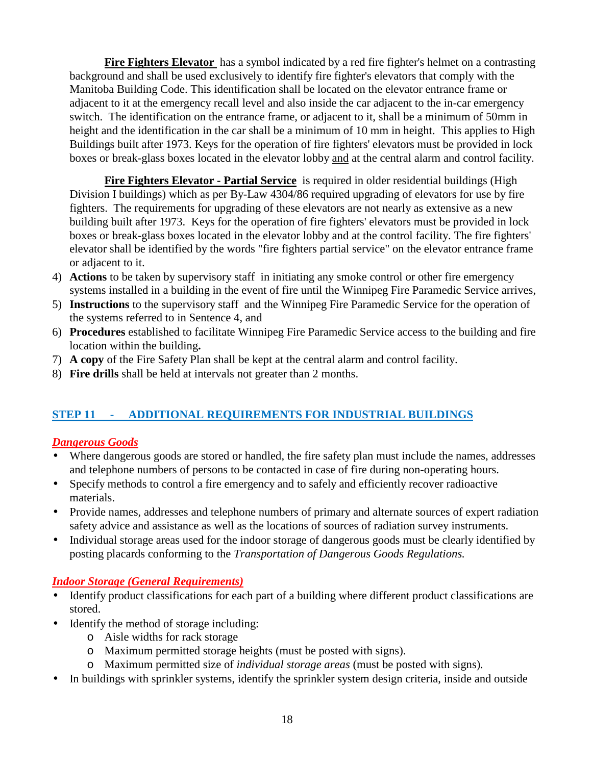**Fire Fighters Elevator** has a symbol indicated by a red fire fighter's helmet on a contrasting background and shall be used exclusively to identify fire fighter's elevators that comply with the Manitoba Building Code. This identification shall be located on the elevator entrance frame or adjacent to it at the emergency recall level and also inside the car adjacent to the in-car emergency switch. The identification on the entrance frame, or adjacent to it, shall be a minimum of 50mm in height and the identification in the car shall be a minimum of 10 mm in height. This applies to High Buildings built after 1973. Keys for the operation of fire fighters' elevators must be provided in lock boxes or break-glass boxes located in the elevator lobby and at the central alarm and control facility.

**Fire Fighters Elevator - Partial Service** is required in older residential buildings (High Division I buildings) which as per By-Law 4304/86 required upgrading of elevators for use by fire fighters. The requirements for upgrading of these elevators are not nearly as extensive as a new building built after 1973. Keys for the operation of fire fighters' elevators must be provided in lock boxes or break-glass boxes located in the elevator lobby and at the control facility. The fire fighters' elevator shall be identified by the words "fire fighters partial service" on the elevator entrance frame or adjacent to it.

4) **Actions** to be taken by supervisory staff in initiating any smoke control or other fire emergency systems installed in a building in the event of fire until the Winnipeg Fire Paramedic Service arrives,
5) **Instructions** to the supervisory staff and the Winnipeg Fire Paramedic Service for the operation of the systems referred to in Sentence 4, and
6) **Procedures** established to facilitate Winnipeg Fire Paramedic Service access to the building and fire location within the building**.**
7) **A copy** of the Fire Safety Plan shall be kept at the central alarm and control facility.
8) **Fire drills** shall be held at intervals not greater than 2 months.

## STEP 11 - ADDITIONAL REQUIREMENTS FOR INDUSTRIAL BUILDINGS

### *Dangerous Goods*

- Where dangerous goods are stored or handled, the fire safety plan must include the names, addresses and telephone numbers of persons to be contacted in case of fire during non-operating hours.
- Specify methods to control a fire emergency and to safely and efficiently recover radioactive materials.
- Provide names, addresses and telephone numbers of primary and alternate sources of expert radiation safety advice and assistance as well as the locations of sources of radiation survey instruments.
- Individual storage areas used for the indoor storage of dangerous goods must be clearly identified by posting placards conforming to the *Transportation of Dangerous Goods Regulations.*

### *Indoor Storage (General Requirements)*

- Identify product classifications for each part of a building where different product classifications are stored.
- Identify the method of storage including:
  - Aisle widths for rack storage
  - Maximum permitted storage heights (must be posted with signs).
  - Maximum permitted size of *individual storage areas* (must be posted with signs).
- In buildings with sprinkler systems, identify the sprinkler system design criteria, inside and outside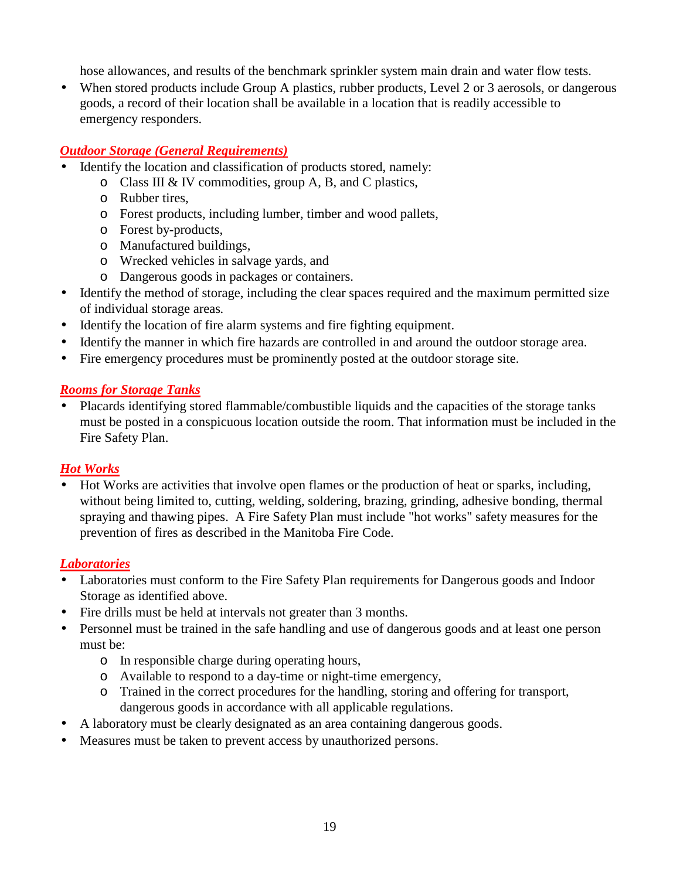hose allowances, and results of the benchmark sprinkler system main drain and water flow tests.

- When stored products include Group A plastics, rubber products, Level 2 or 3 aerosols, or dangerous goods, a record of their location shall be available in a location that is readily accessible to emergency responders.

### ***Outdoor Storage (General Requirements)***

- Identify the location and classification of products stored, namely:
  - Class III & IV commodities, group A, B, and C plastics,
  - Rubber tires,
  - Forest products, including lumber, timber and wood pallets,
  - Forest by-products,
  - Manufactured buildings,
  - Wrecked vehicles in salvage yards, and
  - Dangerous goods in packages or containers.
- Identify the method of storage, including the clear spaces required and the maximum permitted size of individual storage areas.
- Identify the location of fire alarm systems and fire fighting equipment.
- Identify the manner in which fire hazards are controlled in and around the outdoor storage area.
- Fire emergency procedures must be prominently posted at the outdoor storage site.

### ***Rooms for Storage Tanks***

- Placards identifying stored flammable/combustible liquids and the capacities of the storage tanks must be posted in a conspicuous location outside the room. That information must be included in the Fire Safety Plan.

### ***Hot Works***

- Hot Works are activities that involve open flames or the production of heat or sparks, including, without being limited to, cutting, welding, soldering, brazing, grinding, adhesive bonding, thermal spraying and thawing pipes. A Fire Safety Plan must include "hot works" safety measures for the prevention of fires as described in the Manitoba Fire Code.

### ***Laboratories***

- Laboratories must conform to the Fire Safety Plan requirements for Dangerous goods and Indoor Storage as identified above.
- Fire drills must be held at intervals not greater than 3 months.
- Personnel must be trained in the safe handling and use of dangerous goods and at least one person must be:
  - In responsible charge during operating hours,
  - Available to respond to a day-time or night-time emergency,
  - Trained in the correct procedures for the handling, storing and offering for transport, dangerous goods in accordance with all applicable regulations.
- A laboratory must be clearly designated as an area containing dangerous goods.
- Measures must be taken to prevent access by unauthorized persons.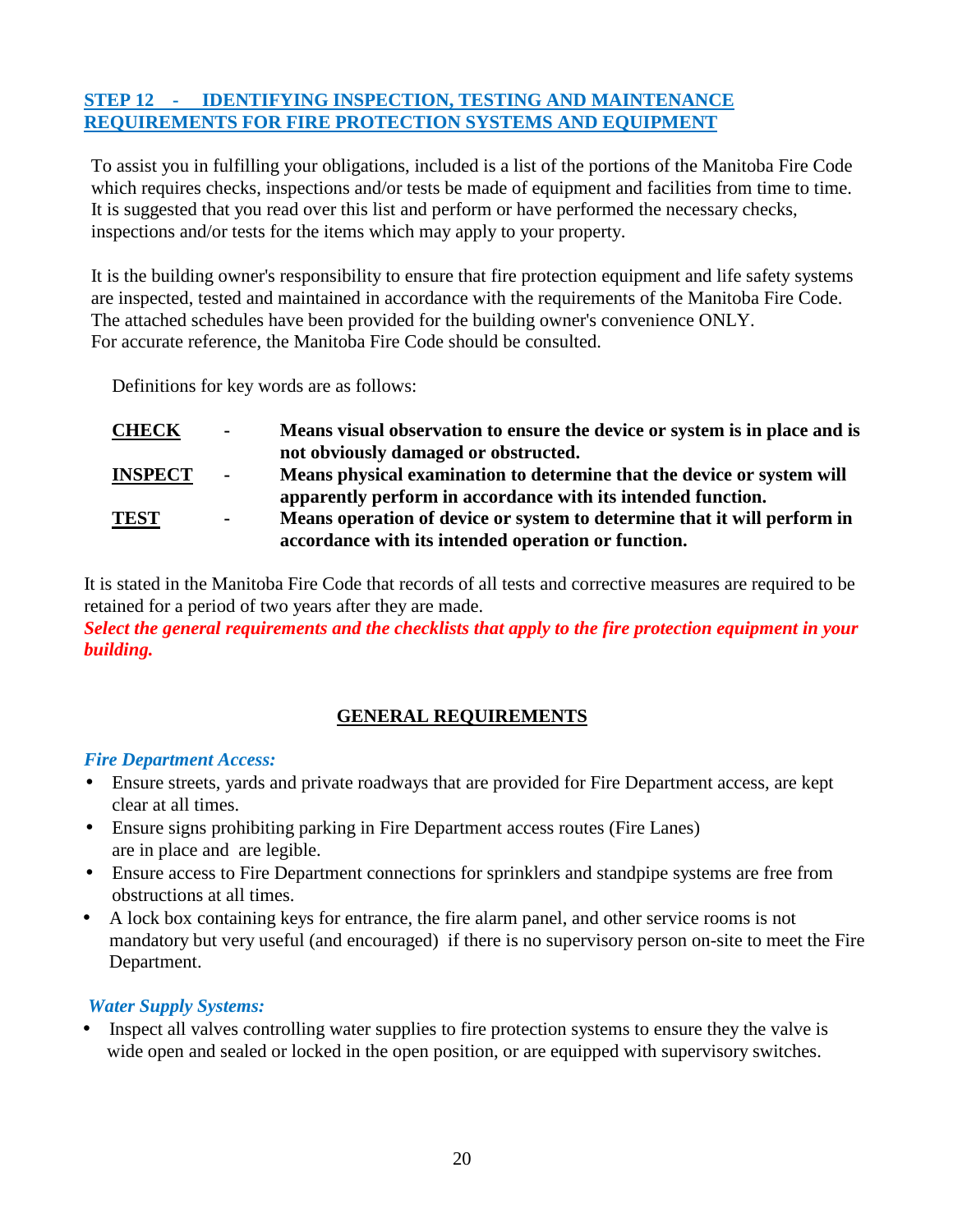## STEP 12 - IDENTIFYING INSPECTION, TESTING AND MAINTENANCE REQUIREMENTS FOR FIRE PROTECTION SYSTEMS AND EQUIPMENT

To assist you in fulfilling your obligations, included is a list of the portions of the Manitoba Fire Code which requires checks, inspections and/or tests be made of equipment and facilities from time to time. It is suggested that you read over this list and perform or have performed the necessary checks, inspections and/or tests for the items which may apply to your property.

It is the building owner's responsibility to ensure that fire protection equipment and life safety systems are inspected, tested and maintained in accordance with the requirements of the Manitoba Fire Code. The attached schedules have been provided for the building owner's convenience ONLY. For accurate reference, the Manitoba Fire Code should be consulted.

Definitions for key words are as follows:

**CHECK** - **Means visual observation to ensure the device or system is in place and is not obviously damaged or obstructed.**

**INSPECT** - **Means physical examination to determine that the device or system will apparently perform in accordance with its intended function.**

**TEST** - **Means operation of device or system to determine that it will perform in accordance with its intended operation or function.**

It is stated in the Manitoba Fire Code that records of all tests and corrective measures are required to be retained for a period of two years after they are made.
***Select the general requirements and the checklists that apply to the fire protection equipment in your building.***

### GENERAL REQUIREMENTS

*Fire Department Access:*

- Ensure streets, yards and private roadways that are provided for Fire Department access, are kept clear at all times.
- Ensure signs prohibiting parking in Fire Department access routes (Fire Lanes) are in place and are legible.
- Ensure access to Fire Department connections for sprinklers and standpipe systems are free from obstructions at all times.
- A lock box containing keys for entrance, the fire alarm panel, and other service rooms is not mandatory but very useful (and encouraged) if there is no supervisory person on-site to meet the Fire Department.

*Water Supply Systems:*

- Inspect all valves controlling water supplies to fire protection systems to ensure they the valve is wide open and sealed or locked in the open position, or are equipped with supervisory switches.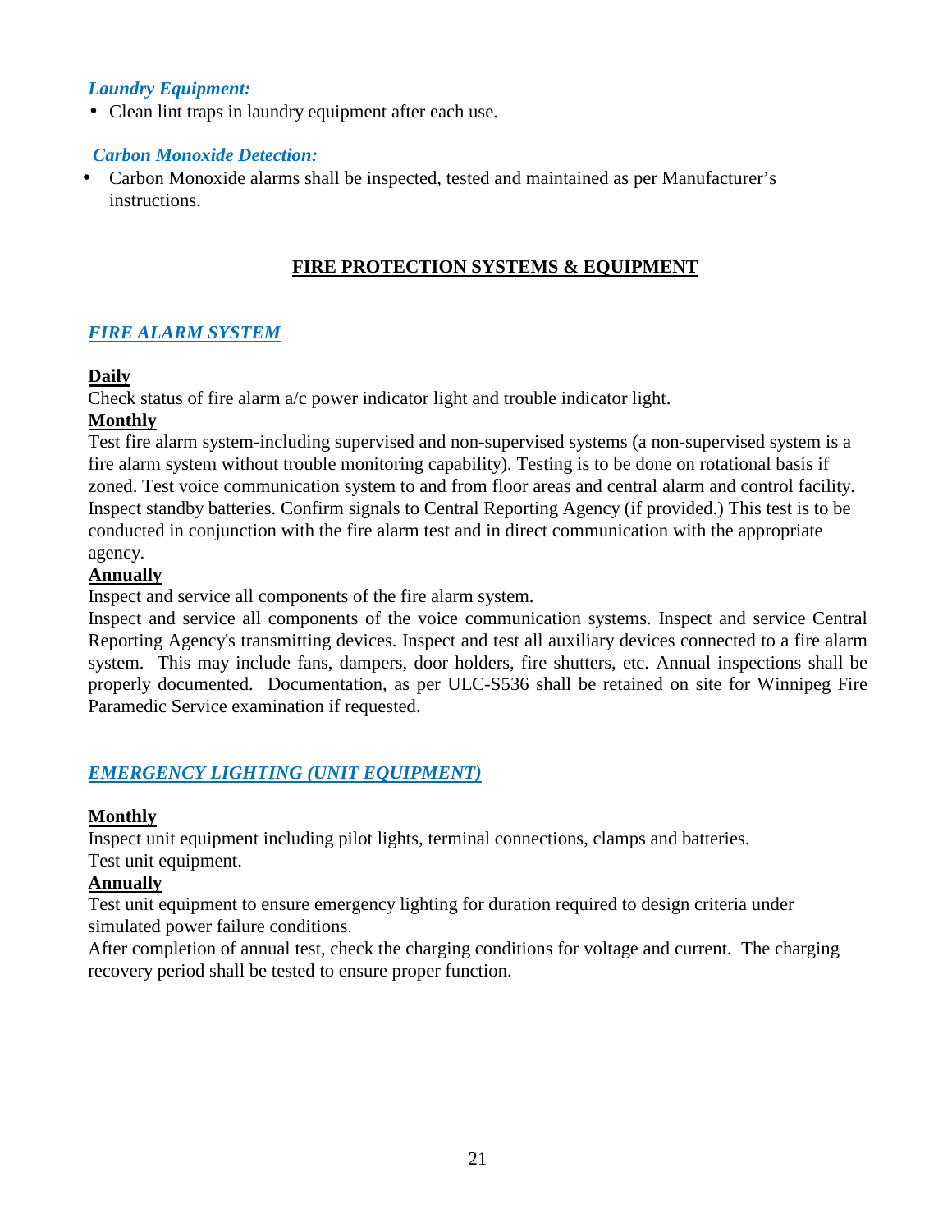### *Laundry Equipment:*

- Clean lint traps in laundry equipment after each use.

### *Carbon Monoxide Detection:*

- Carbon Monoxide alarms shall be inspected, tested and maintained as per Manufacturer's instructions.

## FIRE PROTECTION SYSTEMS & EQUIPMENT

### *FIRE ALARM SYSTEM*

**Daily**

Check status of fire alarm a/c power indicator light and trouble indicator light.

**Monthly**

Test fire alarm system-including supervised and non-supervised systems (a non-supervised system is a fire alarm system without trouble monitoring capability). Testing is to be done on rotational basis if zoned. Test voice communication system to and from floor areas and central alarm and control facility. Inspect standby batteries. Confirm signals to Central Reporting Agency (if provided.) This test is to be conducted in conjunction with the fire alarm test and in direct communication with the appropriate agency.

**Annually**

Inspect and service all components of the fire alarm system.

Inspect and service all components of the voice communication systems. Inspect and service Central Reporting Agency's transmitting devices. Inspect and test all auxiliary devices connected to a fire alarm system. This may include fans, dampers, door holders, fire shutters, etc. Annual inspections shall be properly documented. Documentation, as per ULC-S536 shall be retained on site for Winnipeg Fire Paramedic Service examination if requested.

### *EMERGENCY LIGHTING (UNIT EQUIPMENT)*

**Monthly**

Inspect unit equipment including pilot lights, terminal connections, clamps and batteries.

Test unit equipment.

**Annually**

Test unit equipment to ensure emergency lighting for duration required to design criteria under simulated power failure conditions.

After completion of annual test, check the charging conditions for voltage and current. The charging recovery period shall be tested to ensure proper function.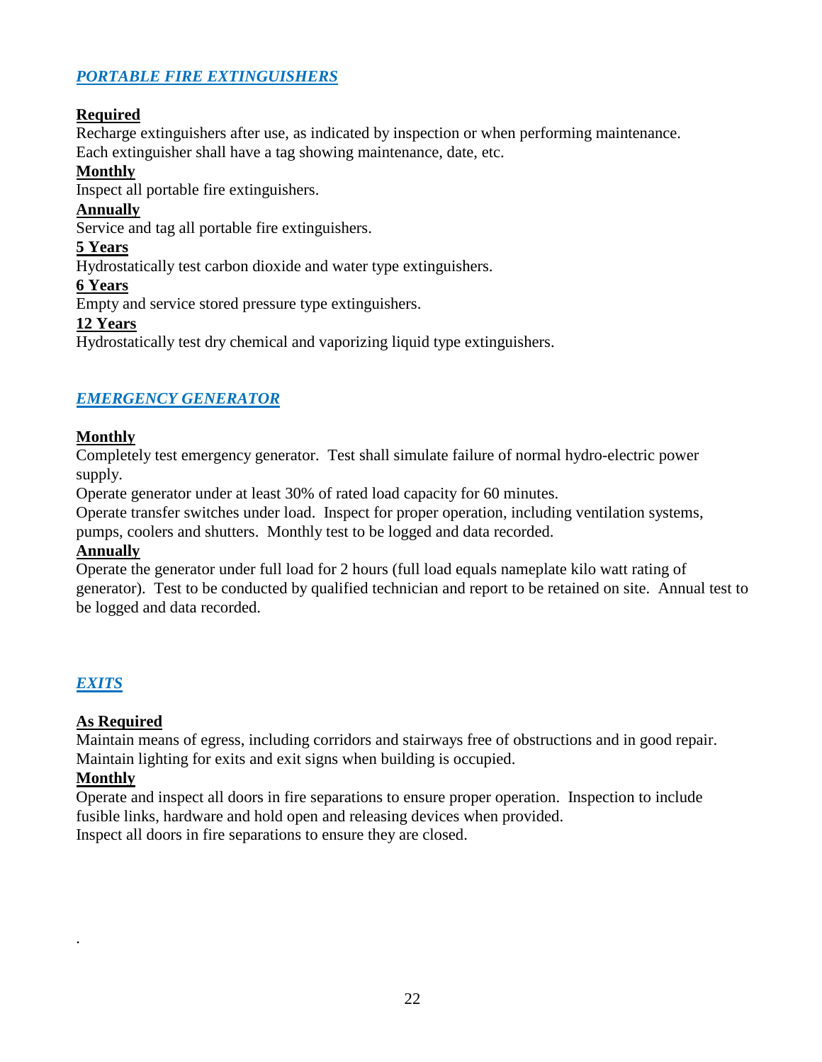## *PORTABLE FIRE EXTINGUISHERS*

**Required**

Recharge extinguishers after use, as indicated by inspection or when performing maintenance.
Each extinguisher shall have a tag showing maintenance, date, etc.

**Monthly**

Inspect all portable fire extinguishers.

**Annually**

Service and tag all portable fire extinguishers.

**5 Years**

Hydrostatically test carbon dioxide and water type extinguishers.

**6 Years**

Empty and service stored pressure type extinguishers.

**12 Years**

Hydrostatically test dry chemical and vaporizing liquid type extinguishers.

## *EMERGENCY GENERATOR*

**Monthly**

Completely test emergency generator. Test shall simulate failure of normal hydro-electric power supply.
Operate generator under at least 30% of rated load capacity for 60 minutes.
Operate transfer switches under load. Inspect for proper operation, including ventilation systems, pumps, coolers and shutters. Monthly test to be logged and data recorded.

**Annually**

Operate the generator under full load for 2 hours (full load equals nameplate kilo watt rating of generator). Test to be conducted by qualified technician and report to be retained on site. Annual test to be logged and data recorded.

## *EXITS*

**As Required**

Maintain means of egress, including corridors and stairways free of obstructions and in good repair.
Maintain lighting for exits and exit signs when building is occupied.

**Monthly**

Operate and inspect all doors in fire separations to ensure proper operation. Inspection to include fusible links, hardware and hold open and releasing devices when provided.
Inspect all doors in fire separations to ensure they are closed.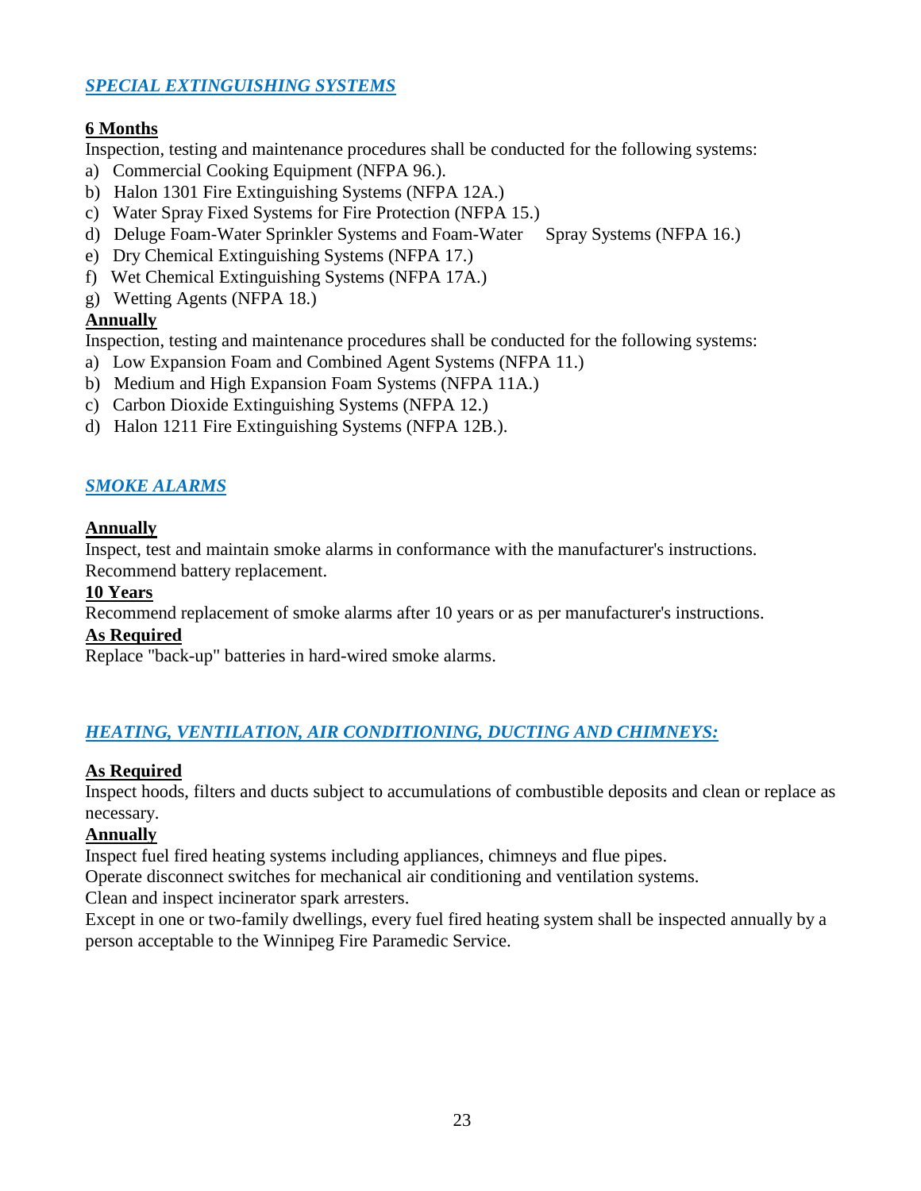## *SPECIAL EXTINGUISHING SYSTEMS*

**6 Months**

Inspection, testing and maintenance procedures shall be conducted for the following systems:

a) Commercial Cooking Equipment (NFPA 96.).
b) Halon 1301 Fire Extinguishing Systems (NFPA 12A.)
c) Water Spray Fixed Systems for Fire Protection (NFPA 15.)
d) Deluge Foam-Water Sprinkler Systems and Foam-Water Spray Systems (NFPA 16.)
e) Dry Chemical Extinguishing Systems (NFPA 17.)
f) Wet Chemical Extinguishing Systems (NFPA 17A.)
g) Wetting Agents (NFPA 18.)

**Annually**

Inspection, testing and maintenance procedures shall be conducted for the following systems:

a) Low Expansion Foam and Combined Agent Systems (NFPA 11.)
b) Medium and High Expansion Foam Systems (NFPA 11A.)
c) Carbon Dioxide Extinguishing Systems (NFPA 12.)
d) Halon 1211 Fire Extinguishing Systems (NFPA 12B.).

## *SMOKE ALARMS*

**Annually**

Inspect, test and maintain smoke alarms in conformance with the manufacturer's instructions.
Recommend battery replacement.

**10 Years**

Recommend replacement of smoke alarms after 10 years or as per manufacturer's instructions.

**As Required**

Replace "back-up" batteries in hard-wired smoke alarms.

## *HEATING, VENTILATION, AIR CONDITIONING, DUCTING AND CHIMNEYS:*

**As Required**

Inspect hoods, filters and ducts subject to accumulations of combustible deposits and clean or replace as necessary.

**Annually**

Inspect fuel fired heating systems including appliances, chimneys and flue pipes.
Operate disconnect switches for mechanical air conditioning and ventilation systems.
Clean and inspect incinerator spark arresters.
Except in one or two-family dwellings, every fuel fired heating system shall be inspected annually by a person acceptable to the Winnipeg Fire Paramedic Service.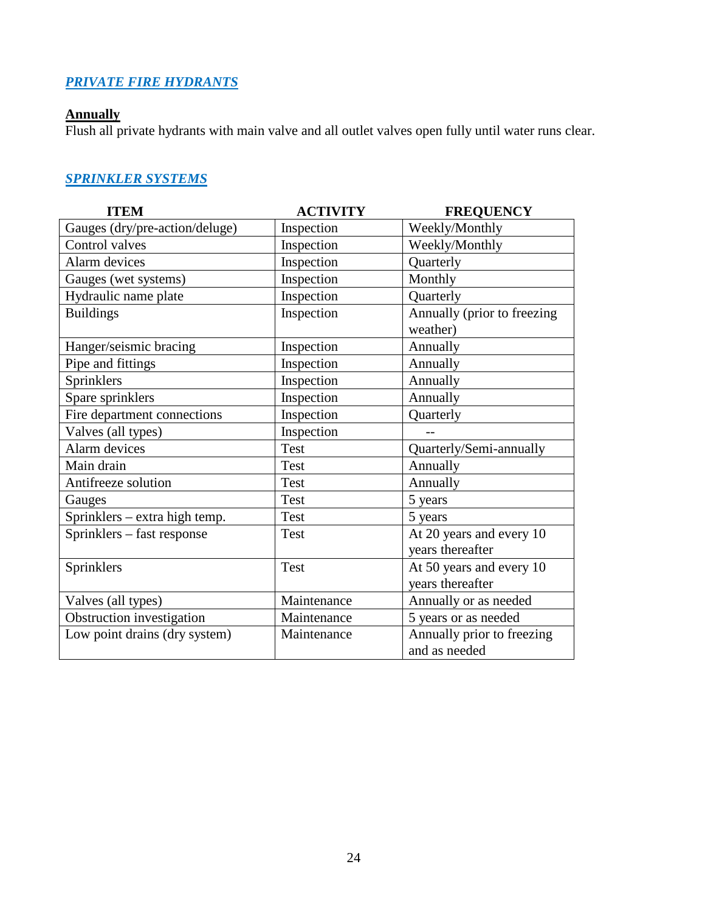## [PRIVATE FIRE HYDRANTS]

**Annually**
Flush all private hydrants with main valve and all outlet valves open fully until water runs clear.

## [SPRINKLER SYSTEMS]

| ITEM | ACTIVITY | FREQUENCY |
|---|---|---|
| Gauges (dry/pre-action/deluge) | Inspection | Weekly/Monthly |
| Control valves | Inspection | Weekly/Monthly |
| Alarm devices | Inspection | Quarterly |
| Gauges (wet systems) | Inspection | Monthly |
| Hydraulic name plate | Inspection | Quarterly |
| Buildings | Inspection | Annually (prior to freezing weather) |
| Hanger/seismic bracing | Inspection | Annually |
| Pipe and fittings | Inspection | Annually |
| Sprinklers | Inspection | Annually |
| Spare sprinklers | Inspection | Annually |
| Fire department connections | Inspection | Quarterly |
| Valves (all types) | Inspection | -- |
| Alarm devices | Test | Quarterly/Semi-annually |
| Main drain | Test | Annually |
| Antifreeze solution | Test | Annually |
| Gauges | Test | 5 years |
| Sprinklers – extra high temp. | Test | 5 years |
| Sprinklers – fast response | Test | At 20 years and every 10 years thereafter |
| Sprinklers | Test | At 50 years and every 10 years thereafter |
| Valves (all types) | Maintenance | Annually or as needed |
| Obstruction investigation | Maintenance | 5 years or as needed |
| Low point drains (dry system) | Maintenance | Annually prior to freezing and as needed |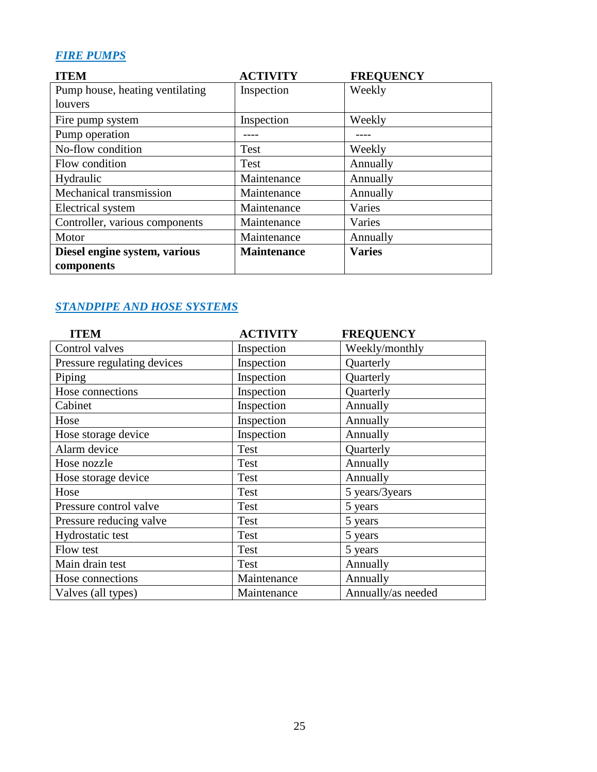## *FIRE PUMPS*

| ITEM | ACTIVITY | FREQUENCY |
|---|---|---|
| Pump house, heating ventilating louvers | Inspection | Weekly |
| Fire pump system | Inspection | Weekly |
| Pump operation | ---- | ---- |
| No-flow condition | Test | Weekly |
| Flow condition | Test | Annually |
| Hydraulic | Maintenance | Annually |
| Mechanical transmission | Maintenance | Annually |
| Electrical system | Maintenance | Varies |
| Controller, various components | Maintenance | Varies |
| Motor | Maintenance | Annually |
| **Diesel engine system, various components** | **Maintenance** | **Varies** |

## *STANDPIPE AND HOSE SYSTEMS*

| ITEM | ACTIVITY | FREQUENCY |
|---|---|---|
| Control valves | Inspection | Weekly/monthly |
| Pressure regulating devices | Inspection | Quarterly |
| Piping | Inspection | Quarterly |
| Hose connections | Inspection | Quarterly |
| Cabinet | Inspection | Annually |
| Hose | Inspection | Annually |
| Hose storage device | Inspection | Annually |
| Alarm device | Test | Quarterly |
| Hose nozzle | Test | Annually |
| Hose storage device | Test | Annually |
| Hose | Test | 5 years/3years |
| Pressure control valve | Test | 5 years |
| Pressure reducing valve | Test | 5 years |
| Hydrostatic test | Test | 5 years |
| Flow test | Test | 5 years |
| Main drain test | Test | Annually |
| Hose connections | Maintenance | Annually |
| Valves (all types) | Maintenance | Annually/as needed |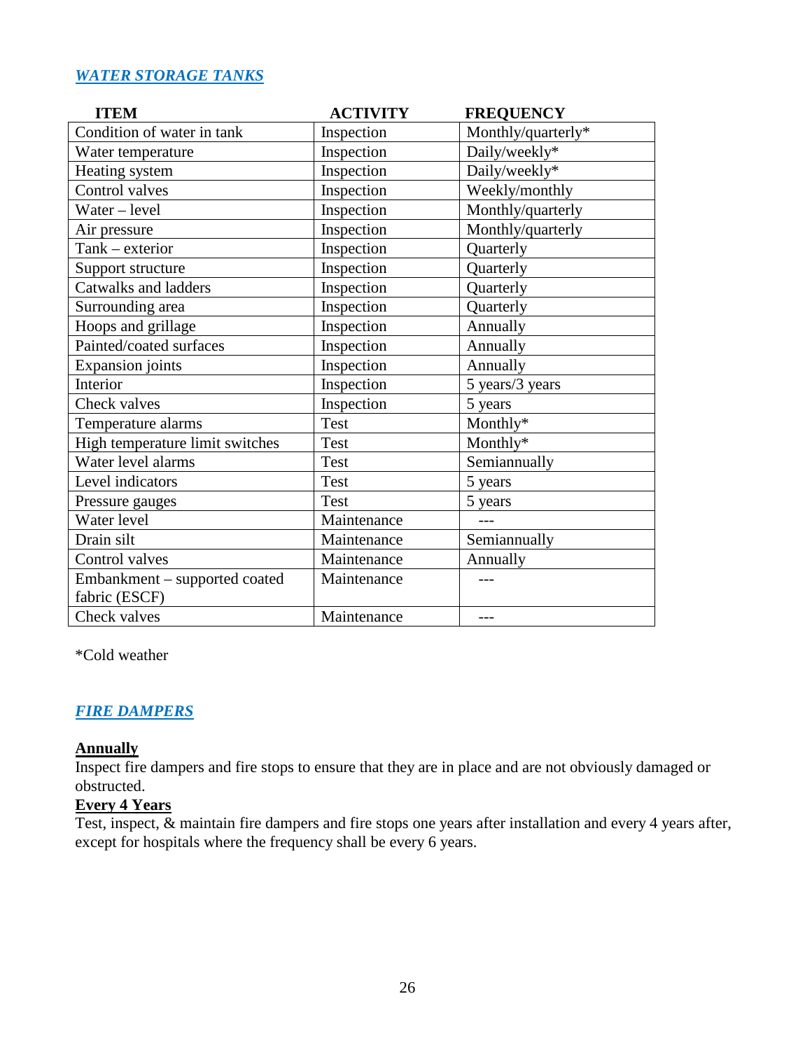## *WATER STORAGE TANKS*

| ITEM | ACTIVITY | FREQUENCY |
|---|---|---|
| Condition of water in tank | Inspection | Monthly/quarterly* |
| Water temperature | Inspection | Daily/weekly* |
| Heating system | Inspection | Daily/weekly* |
| Control valves | Inspection | Weekly/monthly |
| Water – level | Inspection | Monthly/quarterly |
| Air pressure | Inspection | Monthly/quarterly |
| Tank – exterior | Inspection | Quarterly |
| Support structure | Inspection | Quarterly |
| Catwalks and ladders | Inspection | Quarterly |
| Surrounding area | Inspection | Quarterly |
| Hoops and grillage | Inspection | Annually |
| Painted/coated surfaces | Inspection | Annually |
| Expansion joints | Inspection | Annually |
| Interior | Inspection | 5 years/3 years |
| Check valves | Inspection | 5 years |
| Temperature alarms | Test | Monthly* |
| High temperature limit switches | Test | Monthly* |
| Water level alarms | Test | Semiannually |
| Level indicators | Test | 5 years |
| Pressure gauges | Test | 5 years |
| Water level | Maintenance | --- |
| Drain silt | Maintenance | Semiannually |
| Control valves | Maintenance | Annually |
| Embankment – supported coated fabric (ESCF) | Maintenance | --- |
| Check valves | Maintenance | --- |

*Cold weather

## *FIRE DAMPERS*

**Annually**
Inspect fire dampers and fire stops to ensure that they are in place and are not obviously damaged or obstructed.

**Every 4 Years**
Test, inspect, & maintain fire dampers and fire stops one years after installation and every 4 years after, except for hospitals where the frequency shall be every 6 years.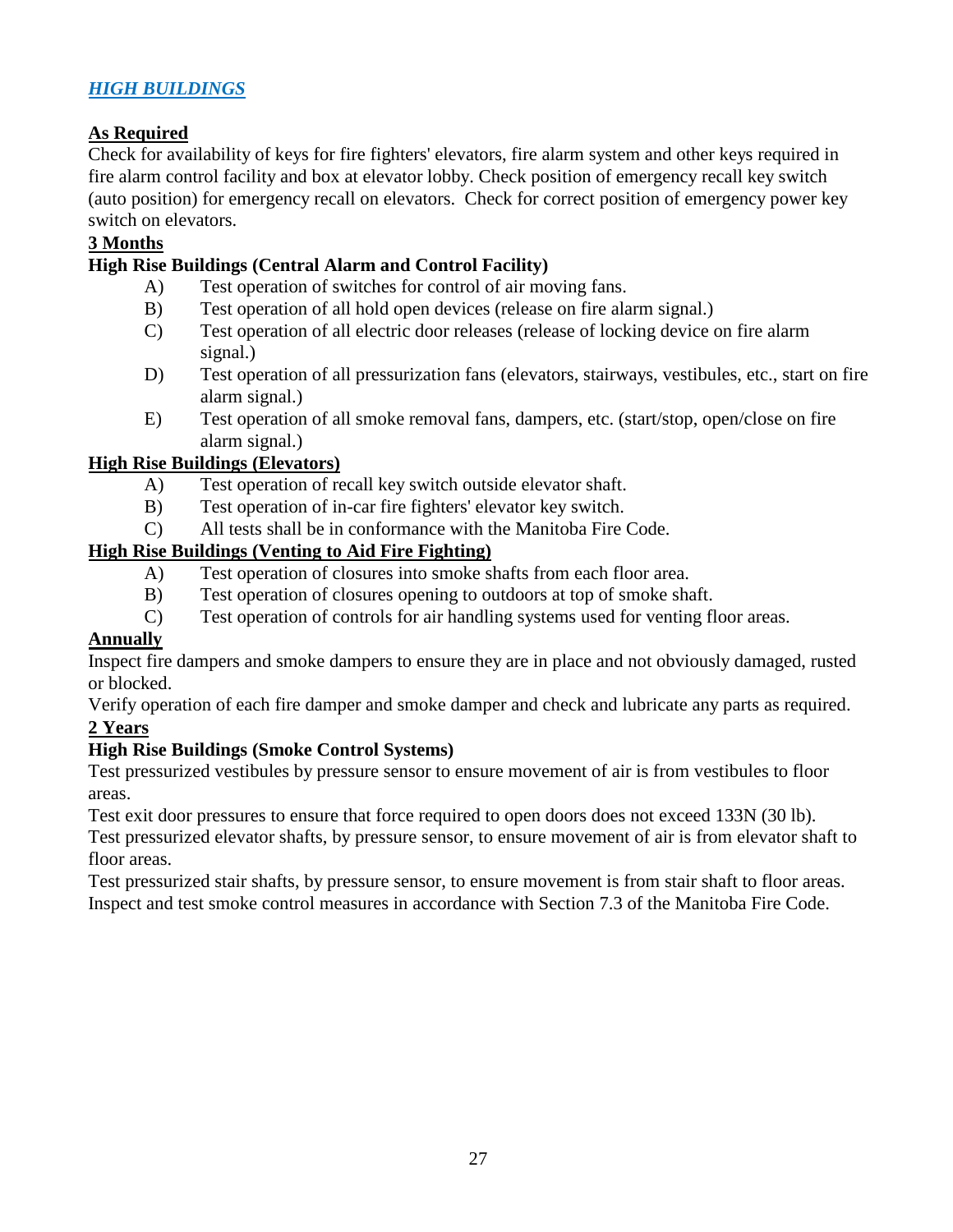## *HIGH BUILDINGS*

**As Required**

Check for availability of keys for fire fighters' elevators, fire alarm system and other keys required in fire alarm control facility and box at elevator lobby. Check position of emergency recall key switch (auto position) for emergency recall on elevators. Check for correct position of emergency power key switch on elevators.

**3 Months**

**High Rise Buildings (Central Alarm and Control Facility)**

- A) Test operation of switches for control of air moving fans.
- B) Test operation of all hold open devices (release on fire alarm signal.)
- C) Test operation of all electric door releases (release of locking device on fire alarm signal.)
- D) Test operation of all pressurization fans (elevators, stairways, vestibules, etc., start on fire alarm signal.)
- E) Test operation of all smoke removal fans, dampers, etc. (start/stop, open/close on fire alarm signal.)

**High Rise Buildings (Elevators)**

- A) Test operation of recall key switch outside elevator shaft.
- B) Test operation of in-car fire fighters' elevator key switch.
- C) All tests shall be in conformance with the Manitoba Fire Code.

**High Rise Buildings (Venting to Aid Fire Fighting)**

- A) Test operation of closures into smoke shafts from each floor area.
- B) Test operation of closures opening to outdoors at top of smoke shaft.
- C) Test operation of controls for air handling systems used for venting floor areas.

**Annually**

Inspect fire dampers and smoke dampers to ensure they are in place and not obviously damaged, rusted or blocked.

Verify operation of each fire damper and smoke damper and check and lubricate any parts as required.

**2 Years**

**High Rise Buildings (Smoke Control Systems)**

Test pressurized vestibules by pressure sensor to ensure movement of air is from vestibules to floor areas.

Test exit door pressures to ensure that force required to open doors does not exceed 133N (30 lb).

Test pressurized elevator shafts, by pressure sensor, to ensure movement of air is from elevator shaft to floor areas.

Test pressurized stair shafts, by pressure sensor, to ensure movement is from stair shaft to floor areas.

Inspect and test smoke control measures in accordance with Section 7.3 of the Manitoba Fire Code.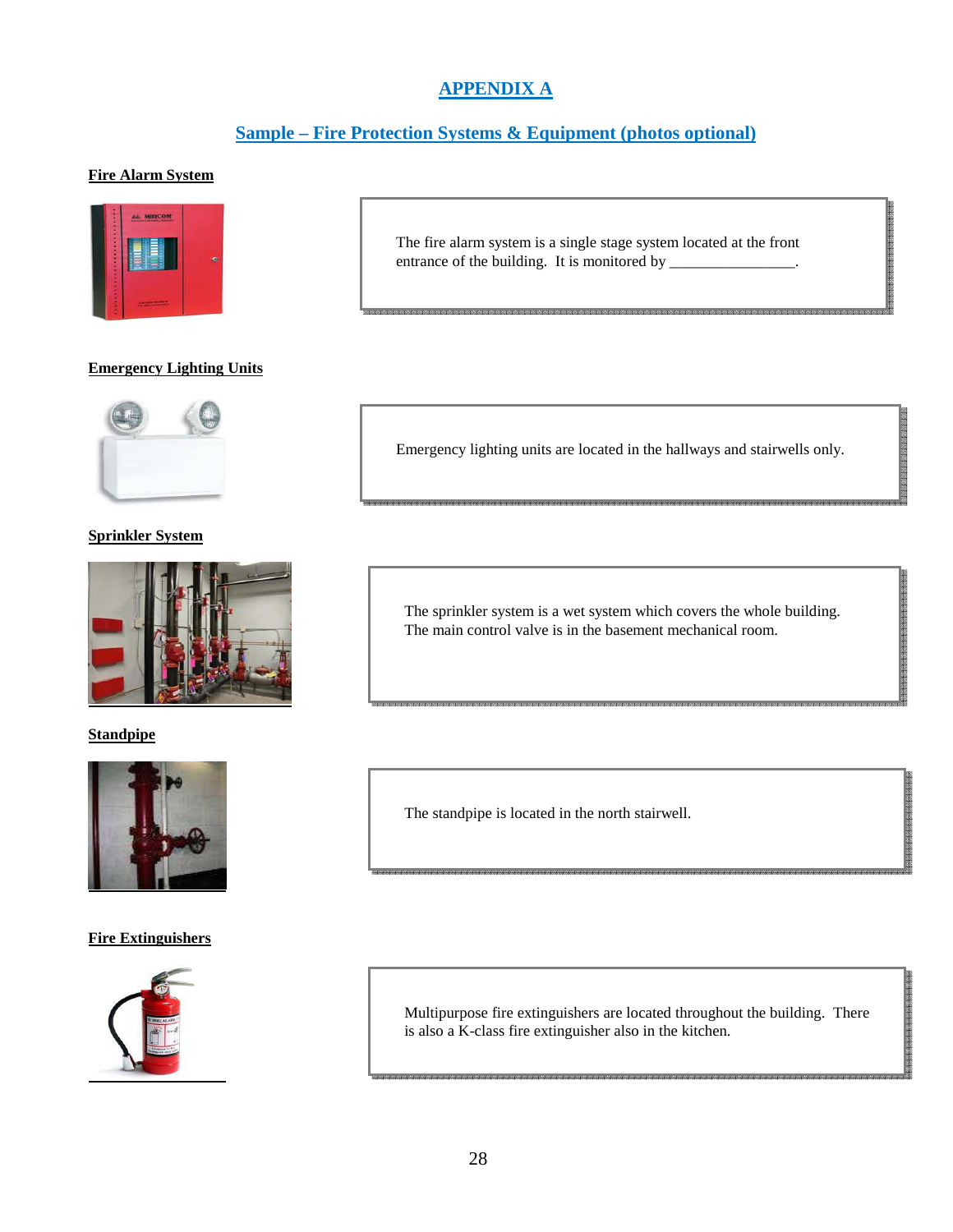# APPENDIX A

## Sample – Fire Protection Systems & Equipment (photos optional)

**Fire Alarm System**

The fire alarm system is a single stage system located at the front entrance of the building. It is monitored by _______________.

**Emergency Lighting Units**

Emergency lighting units are located in the hallways and stairwells only.

**Sprinkler System**

The sprinkler system is a wet system which covers the whole building. The main control valve is in the basement mechanical room.

**Standpipe**

The standpipe is located in the north stairwell.

**Fire Extinguishers**

Multipurpose fire extinguishers are located throughout the building. There is also a K-class fire extinguisher also in the kitchen.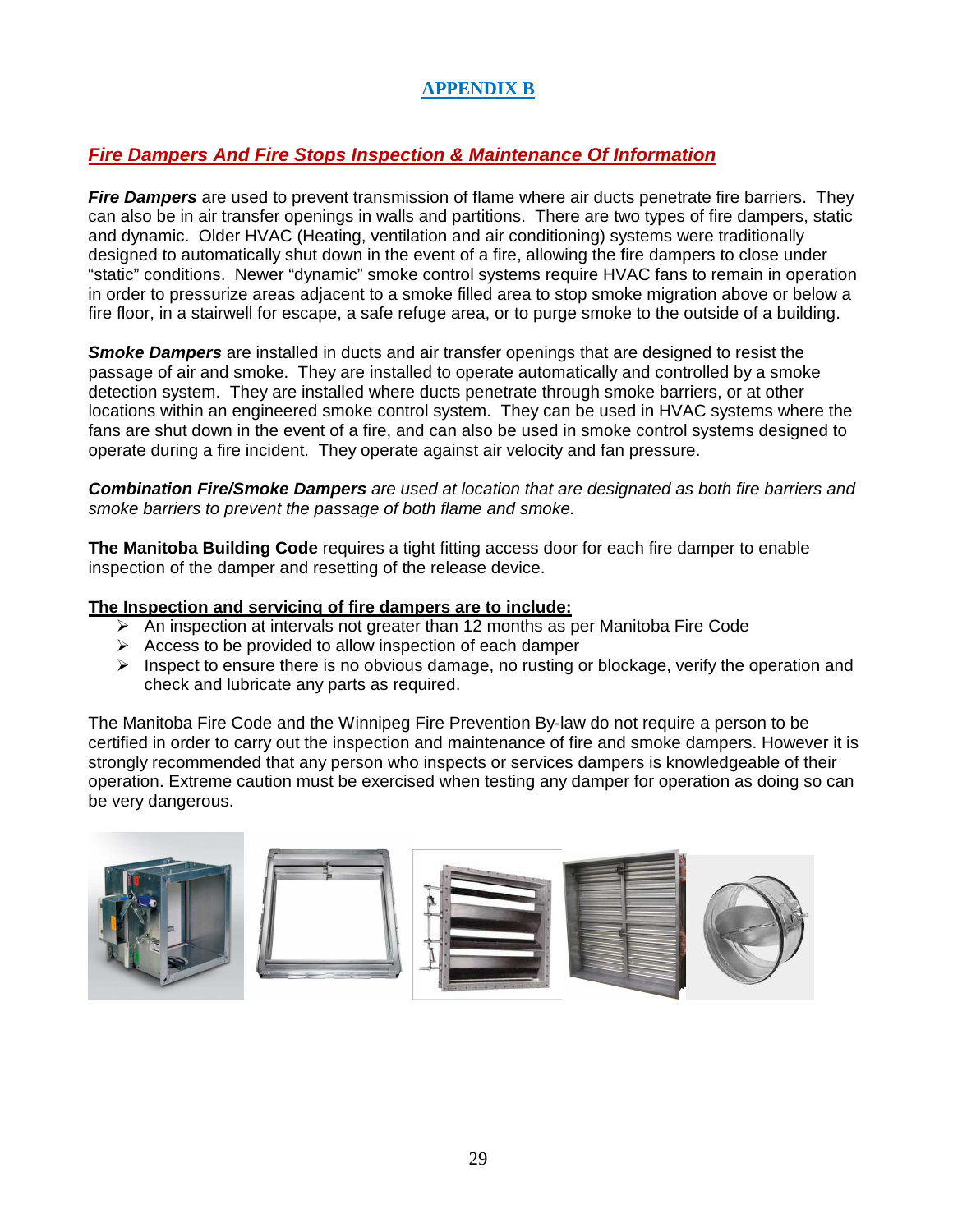## APPENDIX B

### ***Fire Dampers And Fire Stops Inspection & Maintenance Of Information***

***Fire Dampers*** are used to prevent transmission of flame where air ducts penetrate fire barriers. They can also be in air transfer openings in walls and partitions. There are two types of fire dampers, static and dynamic. Older HVAC (Heating, ventilation and air conditioning) systems were traditionally designed to automatically shut down in the event of a fire, allowing the fire dampers to close under "static" conditions. Newer "dynamic" smoke control systems require HVAC fans to remain in operation in order to pressurize areas adjacent to a smoke filled area to stop smoke migration above or below a fire floor, in a stairwell for escape, a safe refuge area, or to purge smoke to the outside of a building.

***Smoke Dampers*** are installed in ducts and air transfer openings that are designed to resist the passage of air and smoke. They are installed to operate automatically and controlled by a smoke detection system. They are installed where ducts penetrate through smoke barriers, or at other locations within an engineered smoke control system. They can be used in HVAC systems where the fans are shut down in the event of a fire, and can also be used in smoke control systems designed to operate during a fire incident. They operate against air velocity and fan pressure.

***Combination Fire/Smoke Dampers*** *are used at location that are designated as both fire barriers and smoke barriers to prevent the passage of both flame and smoke.*

**The Manitoba Building Code** requires a tight fitting access door for each fire damper to enable inspection of the damper and resetting of the release device.

**The Inspection and servicing of fire dampers are to include:**

- An inspection at intervals not greater than 12 months as per Manitoba Fire Code
- Access to be provided to allow inspection of each damper
- Inspect to ensure there is no obvious damage, no rusting or blockage, verify the operation and check and lubricate any parts as required.

The Manitoba Fire Code and the Winnipeg Fire Prevention By-law do not require a person to be certified in order to carry out the inspection and maintenance of fire and smoke dampers. However it is strongly recommended that any person who inspects or services dampers is knowledgeable of their operation. Extreme caution must be exercised when testing any damper for operation as doing so can be very dangerous.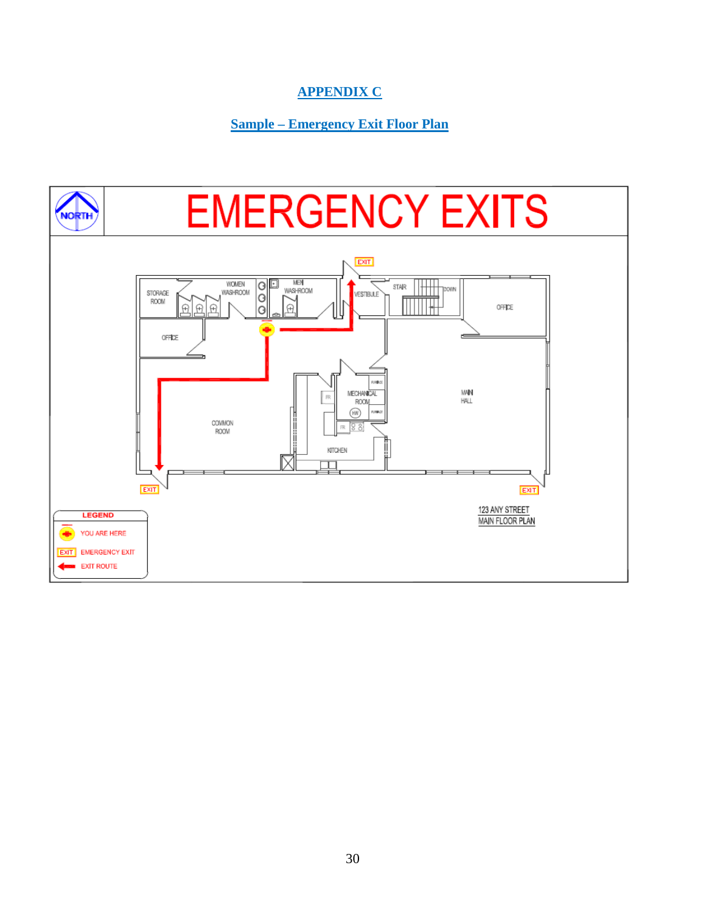# APPENDIX C

## Sample – Emergency Exit Floor Plan

EMERGENCY EXITS

NORTH

STORAGE ROOM

WOMEN WASHROOM

MEN WASHROOM

VESTIBULE

STAIR

DOWN

OFFICE

OFFICE

MECHANICAL ROOM

MAIN HALL

COMMON ROOM

KITCHEN

EXIT

EXIT

EXIT

123 ANY STREET
MAIN FLOOR PLAN

**LEGEND**

- YOU ARE HERE
- EXIT — EMERGENCY EXIT
- EXIT ROUTE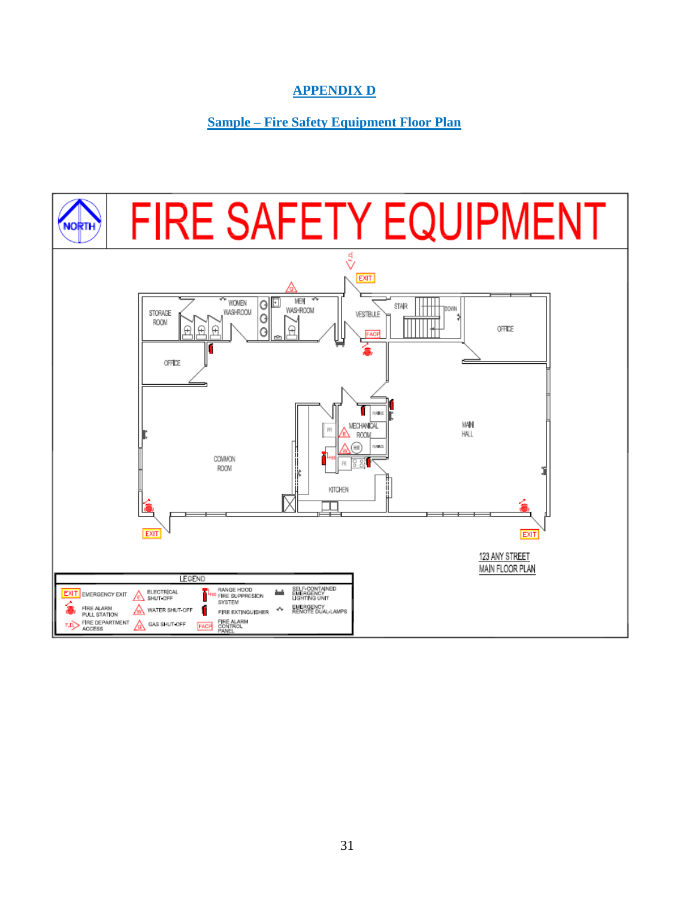## APPENDIX D

## Sample – Fire Safety Equipment Floor Plan

FIRE SAFETY EQUIPMENT

NORTH

STORAGE ROOM
WOMEN WASHROOM
MEN WASHROOM
VESTIBULE
STAIR
DOWN
OFFICE
OFFICE
FACP
EXIT
MECHANICAL ROOM
HW
FR
FURNACE
FURNACE
FSS
KITCHEN
COMMON ROOM
MAIN HALL
EXIT
EXIT

123 ANY STREET
MAIN FLOOR PLAN

LEGEND

EXIT EMERGENCY EXIT
FIRE ALARM PULL STATION
F.D. FIRE DEPARTMENT ACCESS
E ELECTRICAL SHUT-OFF
W WATER SHUT-OFF
G GAS SHUT-OFF
FSS RANGE HOOD FIRE SUPPRESION SYSTEM
FIRE EXTINGUISHER
FACP FIRE ALARM CONTROL PANEL
SELF-CONTAINED EMERGENCY LIGHTING UNIT
EMERGENCY REMOTE DUAL-LAMPS